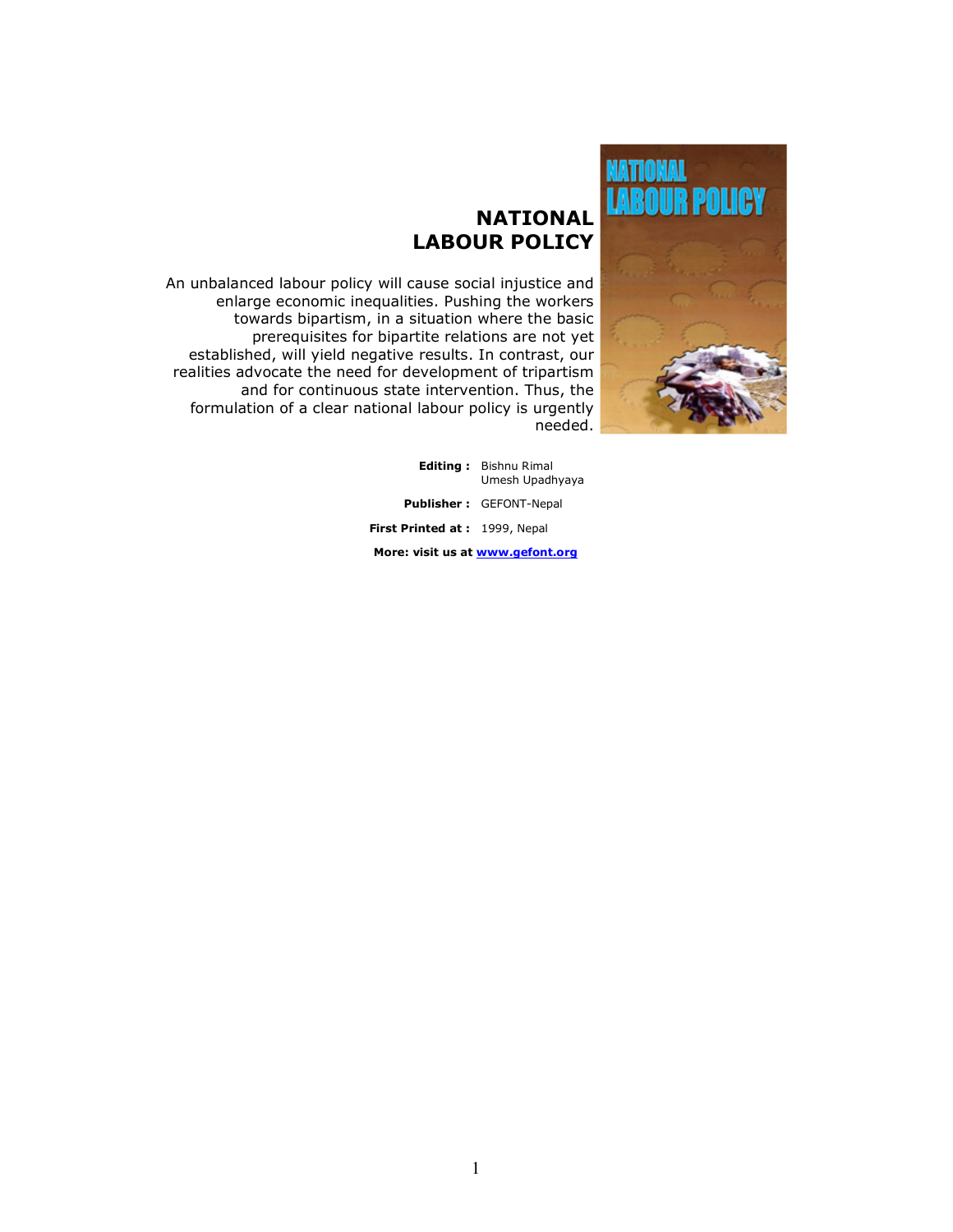# NATIONAL LABOUR POLICY

An unbalanced labour policy will cause social injustice and enlarge economic inequalities. Pushing the workers towards bipartism, in a situation where the basic prerequisites for bipartite relations are not yet established, will yield negative results. In contrast, our realities advocate the need for development of tripartism and for continuous state intervention. Thus, the formulation of a clear national labour policy is urgently needed.

**Editing :** Bishnu Rimal
Umesh Upadhyaya

**Publisher :** GEFONT-Nepal

**First Printed at :** 1999, Nepal

**More: visit us at [www.gefont.org](http://www.gefont.org)**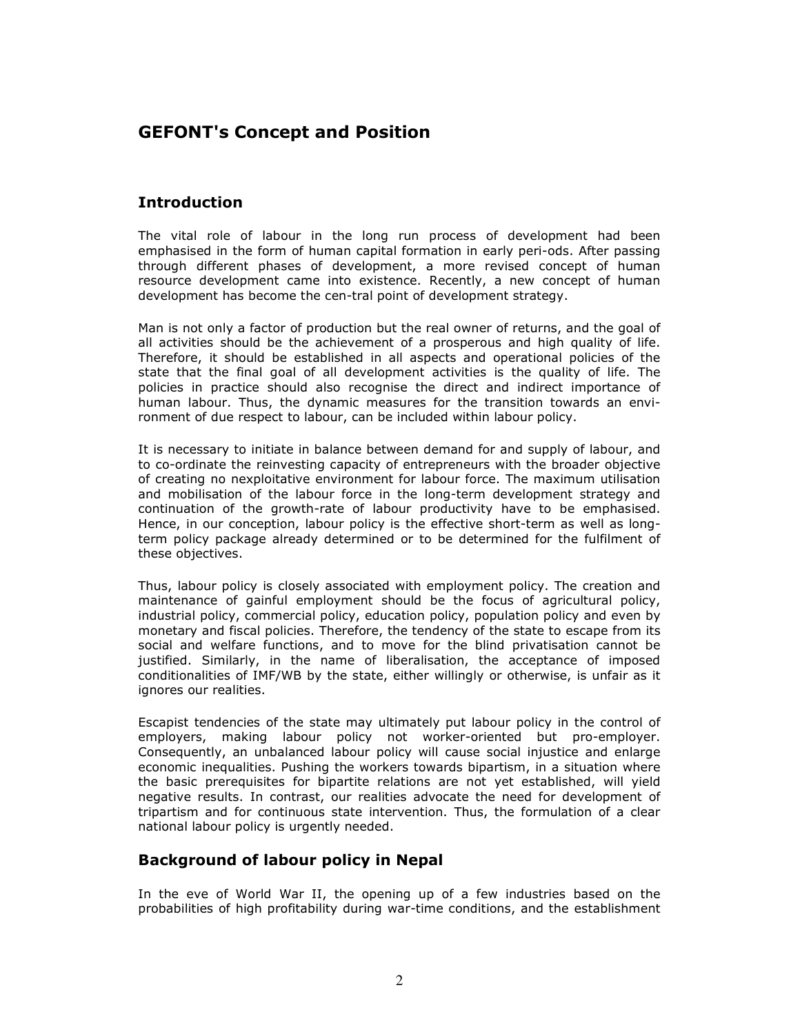# GEFONT's Concept and Position

## Introduction

The vital role of labour in the long run process of development had been emphasised in the form of human capital formation in early peri-ods. After passing through different phases of development, a more revised concept of human resource development came into existence. Recently, a new concept of human development has become the cen-tral point of development strategy.

Man is not only a factor of production but the real owner of returns, and the goal of all activities should be the achievement of a prosperous and high quality of life. Therefore, it should be established in all aspects and operational policies of the state that the final goal of all development activities is the quality of life. The policies in practice should also recognise the direct and indirect importance of human labour. Thus, the dynamic measures for the transition towards an envi-ronment of due respect to labour, can be included within labour policy.

It is necessary to initiate in balance between demand for and supply of labour, and to co-ordinate the reinvesting capacity of entrepreneurs with the broader objective of creating no nexploitative environment for labour force. The maximum utilisation and mobilisation of the labour force in the long-term development strategy and continuation of the growth-rate of labour productivity have to be emphasised. Hence, in our conception, labour policy is the effective short-term as well as long-term policy package already determined or to be determined for the fulfilment of these objectives.

Thus, labour policy is closely associated with employment policy. The creation and maintenance of gainful employment should be the focus of agricultural policy, industrial policy, commercial policy, education policy, population policy and even by monetary and fiscal policies. Therefore, the tendency of the state to escape from its social and welfare functions, and to move for the blind privatisation cannot be justified. Similarly, in the name of liberalisation, the acceptance of imposed conditionalities of IMF/WB by the state, either willingly or otherwise, is unfair as it ignores our realities.

Escapist tendencies of the state may ultimately put labour policy in the control of employers, making labour policy not worker-oriented but pro-employer. Consequently, an unbalanced labour policy will cause social injustice and enlarge economic inequalities. Pushing the workers towards bipartism, in a situation where the basic prerequisites for bipartite relations are not yet established, will yield negative results. In contrast, our realities advocate the need for development of tripartism and for continuous state intervention. Thus, the formulation of a clear national labour policy is urgently needed.

## Background of labour policy in Nepal

In the eve of World War II, the opening up of a few industries based on the probabilities of high profitability during war-time conditions, and the establishment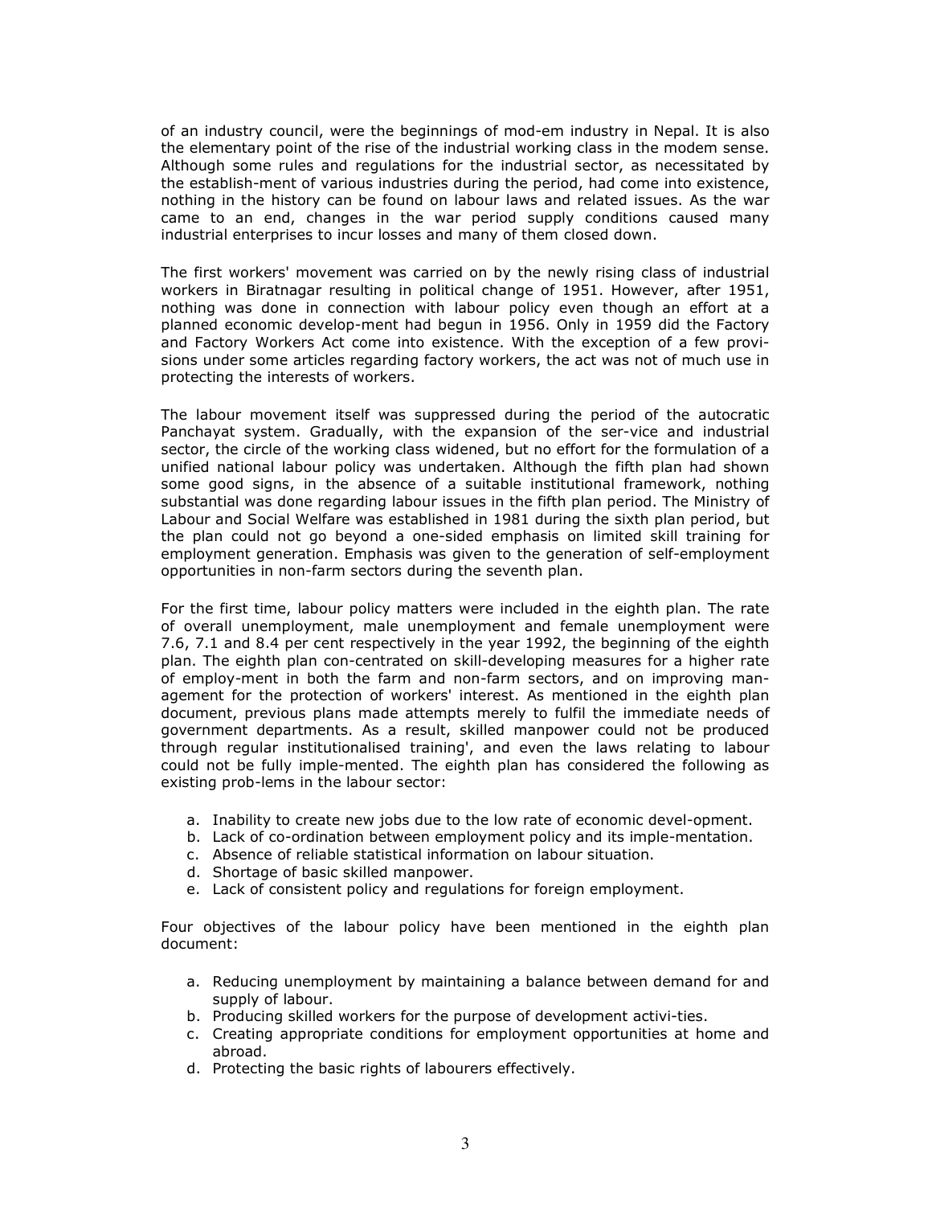of an industry council, were the beginnings of mod-em industry in Nepal. It is also the elementary point of the rise of the industrial working class in the modem sense. Although some rules and regulations for the industrial sector, as necessitated by the establish-ment of various industries during the period, had come into existence, nothing in the history can be found on labour laws and related issues. As the war came to an end, changes in the war period supply conditions caused many industrial enterprises to incur losses and many of them closed down.

The first workers' movement was carried on by the newly rising class of industrial workers in Biratnagar resulting in political change of 1951. However, after 1951, nothing was done in connection with labour policy even though an effort at a planned economic develop-ment had begun in 1956. Only in 1959 did the Factory and Factory Workers Act come into existence. With the exception of a few provi-sions under some articles regarding factory workers, the act was not of much use in protecting the interests of workers.

The labour movement itself was suppressed during the period of the autocratic Panchayat system. Gradually, with the expansion of the ser-vice and industrial sector, the circle of the working class widened, but no effort for the formulation of a unified national labour policy was undertaken. Although the fifth plan had shown some good signs, in the absence of a suitable institutional framework, nothing substantial was done regarding labour issues in the fifth plan period. The Ministry of Labour and Social Welfare was established in 1981 during the sixth plan period, but the plan could not go beyond a one-sided emphasis on limited skill training for employment generation. Emphasis was given to the generation of self-employment opportunities in non-farm sectors during the seventh plan.

For the first time, labour policy matters were included in the eighth plan. The rate of overall unemployment, male unemployment and female unemployment were 7.6, 7.1 and 8.4 per cent respectively in the year 1992, the beginning of the eighth plan. The eighth plan con-centrated on skill-developing measures for a higher rate of employ-ment in both the farm and non-farm sectors, and on improving man-agement for the protection of workers' interest. As mentioned in the eighth plan document, previous plans made attempts merely to fulfil the immediate needs of government departments. As a result, skilled manpower could not be produced through regular institutionalised training', and even the laws relating to labour could not be fully imple-mented. The eighth plan has considered the following as existing prob-lems in the labour sector:

a. Inability to create new jobs due to the low rate of economic devel-opment.
b. Lack of co-ordination between employment policy and its imple-mentation.
c. Absence of reliable statistical information on labour situation.
d. Shortage of basic skilled manpower.
e. Lack of consistent policy and regulations for foreign employment.

Four objectives of the labour policy have been mentioned in the eighth plan document:

a. Reducing unemployment by maintaining a balance between demand for and supply of labour.
b. Producing skilled workers for the purpose of development activi-ties.
c. Creating appropriate conditions for employment opportunities at home and abroad.
d. Protecting the basic rights of labourers effectively.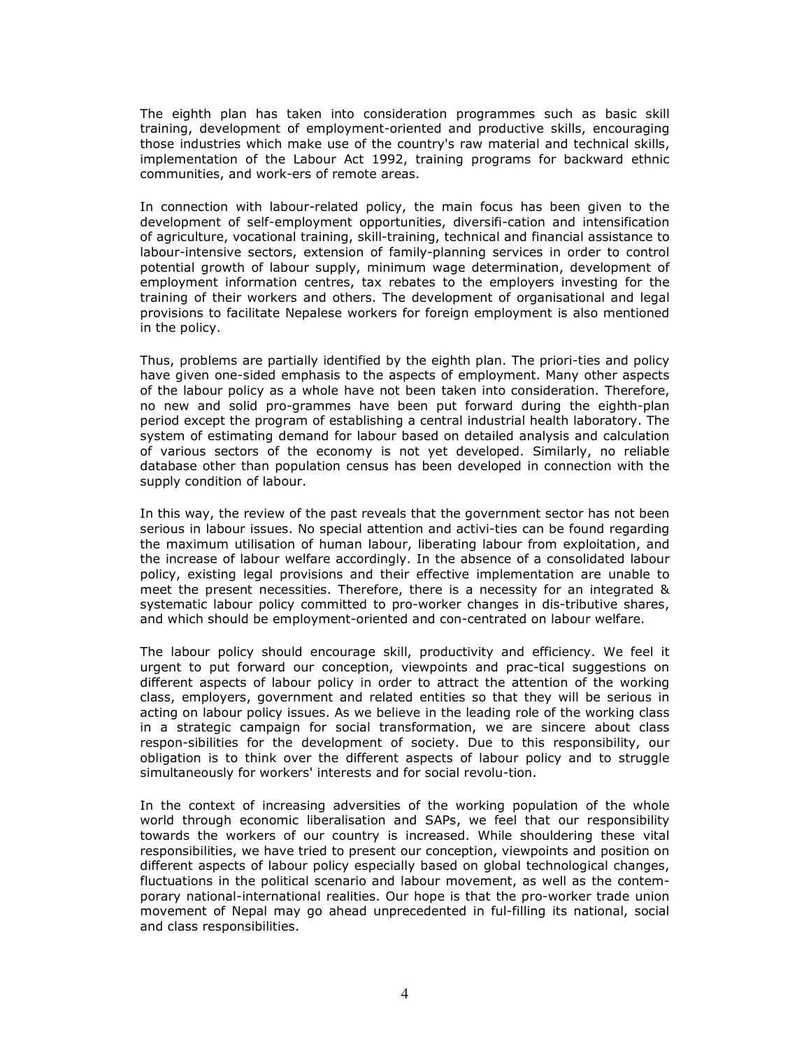The eighth plan has taken into consideration programmes such as basic skill training, development of employment-oriented and productive skills, encouraging those industries which make use of the country's raw material and technical skills, implementation of the Labour Act 1992, training programs for backward ethnic communities, and work-ers of remote areas.

In connection with labour-related policy, the main focus has been given to the development of self-employment opportunities, diversifi-cation and intensification of agriculture, vocational training, skill-training, technical and financial assistance to labour-intensive sectors, extension of family-planning services in order to control potential growth of labour supply, minimum wage determination, development of employment information centres, tax rebates to the employers investing for the training of their workers and others. The development of organisational and legal provisions to facilitate Nepalese workers for foreign employment is also mentioned in the policy.

Thus, problems are partially identified by the eighth plan. The priori-ties and policy have given one-sided emphasis to the aspects of employment. Many other aspects of the labour policy as a whole have not been taken into consideration. Therefore, no new and solid pro-grammes have been put forward during the eighth-plan period except the program of establishing a central industrial health laboratory. The system of estimating demand for labour based on detailed analysis and calculation of various sectors of the economy is not yet developed. Similarly, no reliable database other than population census has been developed in connection with the supply condition of labour.

In this way, the review of the past reveals that the government sector has not been serious in labour issues. No special attention and activi-ties can be found regarding the maximum utilisation of human labour, liberating labour from exploitation, and the increase of labour welfare accordingly. In the absence of a consolidated labour policy, existing legal provisions and their effective implementation are unable to meet the present necessities. Therefore, there is a necessity for an integrated & systematic labour policy committed to pro-worker changes in dis-tributive shares, and which should be employment-oriented and con-centrated on labour welfare.

The labour policy should encourage skill, productivity and efficiency. We feel it urgent to put forward our conception, viewpoints and prac-tical suggestions on different aspects of labour policy in order to attract the attention of the working class, employers, government and related entities so that they will be serious in acting on labour policy issues. As we believe in the leading role of the working class in a strategic campaign for social transformation, we are sincere about class respon-sibilities for the development of society. Due to this responsibility, our obligation is to think over the different aspects of labour policy and to struggle simultaneously for workers' interests and for social revolu-tion.

In the context of increasing adversities of the working population of the whole world through economic liberalisation and SAPs, we feel that our responsibility towards the workers of our country is increased. While shouldering these vital responsibilities, we have tried to present our conception, viewpoints and position on different aspects of labour policy especially based on global technological changes, fluctuations in the political scenario and labour movement, as well as the contem-porary national-international realities. Our hope is that the pro-worker trade union movement of Nepal may go ahead unprecedented in ful-filling its national, social and class responsibilities.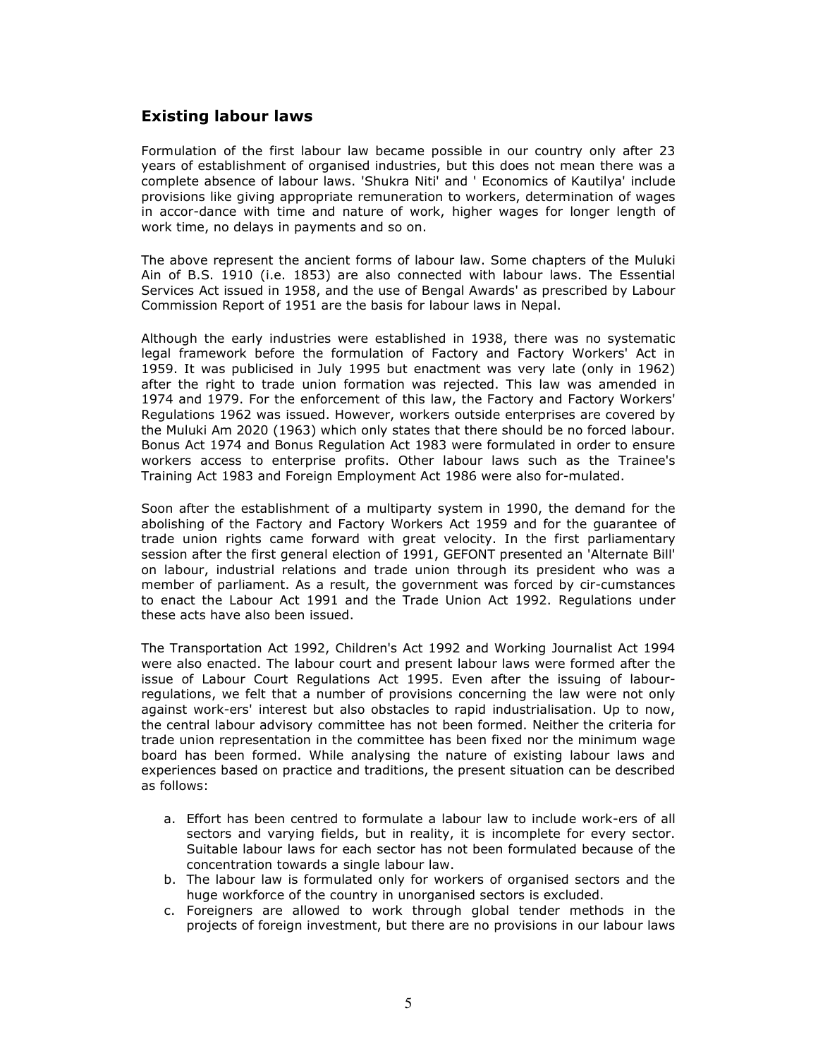## Existing labour laws

Formulation of the first labour law became possible in our country only after 23 years of establishment of organised industries, but this does not mean there was a complete absence of labour laws. 'Shukra Niti' and ' Economics of Kautilya' include provisions like giving appropriate remuneration to workers, determination of wages in accor-dance with time and nature of work, higher wages for longer length of work time, no delays in payments and so on.

The above represent the ancient forms of labour law. Some chapters of the Muluki Ain of B.S. 1910 (i.e. 1853) are also connected with labour laws. The Essential Services Act issued in 1958, and the use of Bengal Awards' as prescribed by Labour Commission Report of 1951 are the basis for labour laws in Nepal.

Although the early industries were established in 1938, there was no systematic legal framework before the formulation of Factory and Factory Workers' Act in 1959. It was publicised in July 1995 but enactment was very late (only in 1962) after the right to trade union formation was rejected. This law was amended in 1974 and 1979. For the enforcement of this law, the Factory and Factory Workers' Regulations 1962 was issued. However, workers outside enterprises are covered by the Muluki Am 2020 (1963) which only states that there should be no forced labour. Bonus Act 1974 and Bonus Regulation Act 1983 were formulated in order to ensure workers access to enterprise profits. Other labour laws such as the Trainee's Training Act 1983 and Foreign Employment Act 1986 were also for-mulated.

Soon after the establishment of a multiparty system in 1990, the demand for the abolishing of the Factory and Factory Workers Act 1959 and for the guarantee of trade union rights came forward with great velocity. In the first parliamentary session after the first general election of 1991, GEFONT presented an 'Alternate Bill' on labour, industrial relations and trade union through its president who was a member of parliament. As a result, the government was forced by cir-cumstances to enact the Labour Act 1991 and the Trade Union Act 1992. Regulations under these acts have also been issued.

The Transportation Act 1992, Children's Act 1992 and Working Journalist Act 1994 were also enacted. The labour court and present labour laws were formed after the issue of Labour Court Regulations Act 1995. Even after the issuing of labour-regulations, we felt that a number of provisions concerning the law were not only against work-ers' interest but also obstacles to rapid industrialisation. Up to now, the central labour advisory committee has not been formed. Neither the criteria for trade union representation in the committee has been fixed nor the minimum wage board has been formed. While analysing the nature of existing labour laws and experiences based on practice and traditions, the present situation can be described as follows:

a. Effort has been centred to formulate a labour law to include work-ers of all sectors and varying fields, but in reality, it is incomplete for every sector. Suitable labour laws for each sector has not been formulated because of the concentration towards a single labour law.
b. The labour law is formulated only for workers of organised sectors and the huge workforce of the country in unorganised sectors is excluded.
c. Foreigners are allowed to work through global tender methods in the projects of foreign investment, but there are no provisions in our labour laws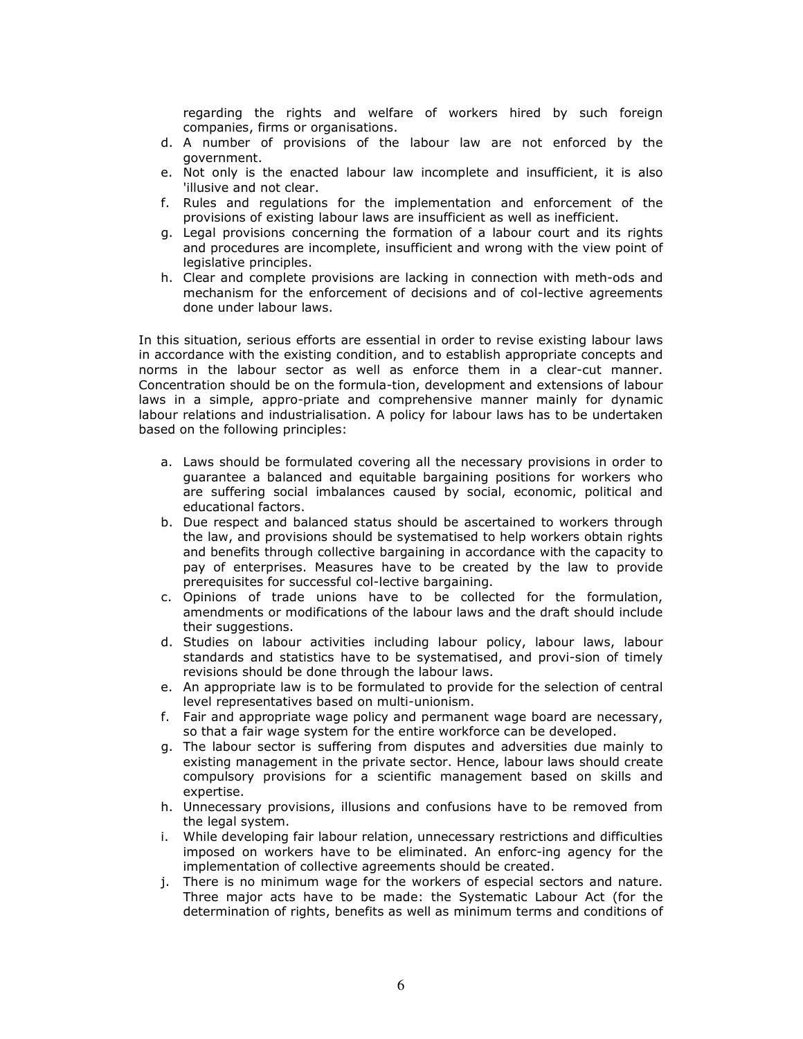regarding the rights and welfare of workers hired by such foreign companies, firms or organisations.

d. A number of provisions of the labour law are not enforced by the government.
e. Not only is the enacted labour law incomplete and insufficient, it is also 'illusive and not clear.
f. Rules and regulations for the implementation and enforcement of the provisions of existing labour laws are insufficient as well as inefficient.
g. Legal provisions concerning the formation of a labour court and its rights and procedures are incomplete, insufficient and wrong with the view point of legislative principles.
h. Clear and complete provisions are lacking in connection with meth-ods and mechanism for the enforcement of decisions and of col-lective agreements done under labour laws.

In this situation, serious efforts are essential in order to revise existing labour laws in accordance with the existing condition, and to establish appropriate concepts and norms in the labour sector as well as enforce them in a clear-cut manner. Concentration should be on the formula-tion, development and extensions of labour laws in a simple, appro-priate and comprehensive manner mainly for dynamic labour relations and industrialisation. A policy for labour laws has to be undertaken based on the following principles:

a. Laws should be formulated covering all the necessary provisions in order to guarantee a balanced and equitable bargaining positions for workers who are suffering social imbalances caused by social, economic, political and educational factors.
b. Due respect and balanced status should be ascertained to workers through the law, and provisions should be systematised to help workers obtain rights and benefits through collective bargaining in accordance with the capacity to pay of enterprises. Measures have to be created by the law to provide prerequisites for successful col-lective bargaining.
c. Opinions of trade unions have to be collected for the formulation, amendments or modifications of the labour laws and the draft should include their suggestions.
d. Studies on labour activities including labour policy, labour laws, labour standards and statistics have to be systematised, and provi-sion of timely revisions should be done through the labour laws.
e. An appropriate law is to be formulated to provide for the selection of central level representatives based on multi-unionism.
f. Fair and appropriate wage policy and permanent wage board are necessary, so that a fair wage system for the entire workforce can be developed.
g. The labour sector is suffering from disputes and adversities due mainly to existing management in the private sector. Hence, labour laws should create compulsory provisions for a scientific management based on skills and expertise.
h. Unnecessary provisions, illusions and confusions have to be removed from the legal system.
i. While developing fair labour relation, unnecessary restrictions and difficulties imposed on workers have to be eliminated. An enforc-ing agency for the implementation of collective agreements should be created.
j. There is no minimum wage for the workers of especial sectors and nature. Three major acts have to be made: the Systematic Labour Act (for the determination of rights, benefits as well as minimum terms and conditions of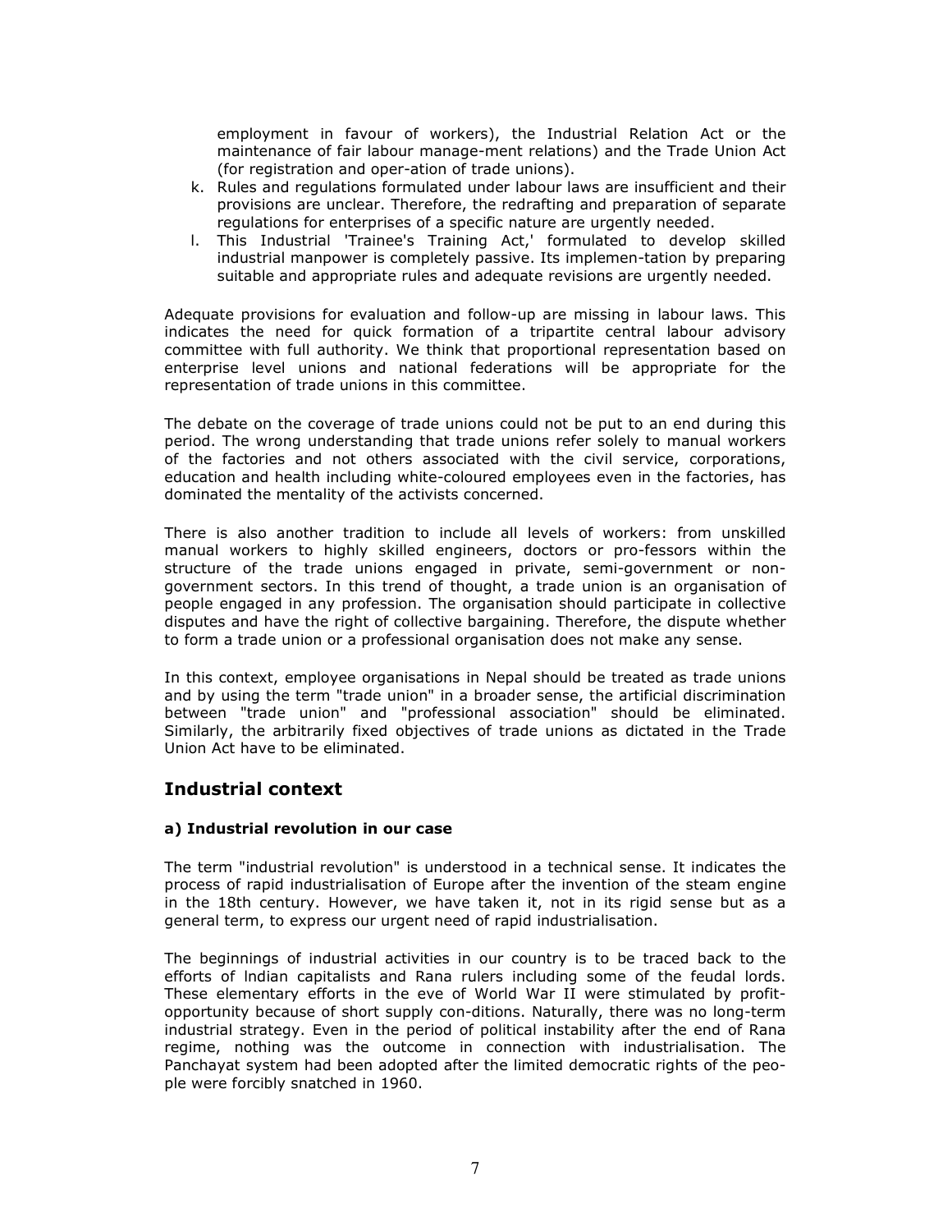employment in favour of workers), the Industrial Relation Act or the maintenance of fair labour manage-ment relations) and the Trade Union Act (for registration and oper-ation of trade unions).

k. Rules and regulations formulated under labour laws are insufficient and their provisions are unclear. Therefore, the redrafting and preparation of separate regulations for enterprises of a specific nature are urgently needed.
l. This Industrial 'Trainee's Training Act,' formulated to develop skilled industrial manpower is completely passive. Its implemen-tation by preparing suitable and appropriate rules and adequate revisions are urgently needed.

Adequate provisions for evaluation and follow-up are missing in labour laws. This indicates the need for quick formation of a tripartite central labour advisory committee with full authority. We think that proportional representation based on enterprise level unions and national federations will be appropriate for the representation of trade unions in this committee.

The debate on the coverage of trade unions could not be put to an end during this period. The wrong understanding that trade unions refer solely to manual workers of the factories and not others associated with the civil service, corporations, education and health including white-coloured employees even in the factories, has dominated the mentality of the activists concerned.

There is also another tradition to include all levels of workers: from unskilled manual workers to highly skilled engineers, doctors or pro-fessors within the structure of the trade unions engaged in private, semi-government or non-government sectors. In this trend of thought, a trade union is an organisation of people engaged in any profession. The organisation should participate in collective disputes and have the right of collective bargaining. Therefore, the dispute whether to form a trade union or a professional organisation does not make any sense.

In this context, employee organisations in Nepal should be treated as trade unions and by using the term "trade union" in a broader sense, the artificial discrimination between "trade union" and "professional association" should be eliminated. Similarly, the arbitrarily fixed objectives of trade unions as dictated in the Trade Union Act have to be eliminated.

## Industrial context

#### a) Industrial revolution in our case

The term "industrial revolution" is understood in a technical sense. It indicates the process of rapid industrialisation of Europe after the invention of the steam engine in the 18th century. However, we have taken it, not in its rigid sense but as a general term, to express our urgent need of rapid industrialisation.

The beginnings of industrial activities in our country is to be traced back to the efforts of Indian capitalists and Rana rulers including some of the feudal lords. These elementary efforts in the eve of World War II were stimulated by profit-opportunity because of short supply con-ditions. Naturally, there was no long-term industrial strategy. Even in the period of political instability after the end of Rana regime, nothing was the outcome in connection with industrialisation. The Panchayat system had been adopted after the limited democratic rights of the peo-ple were forcibly snatched in 1960.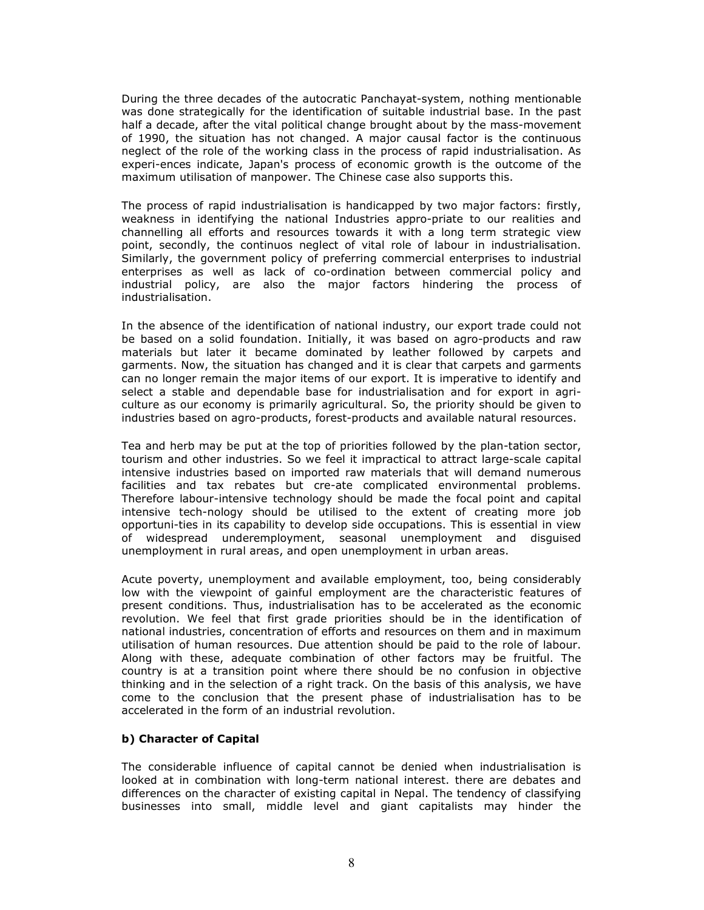During the three decades of the autocratic Panchayat-system, nothing mentionable was done strategically for the identification of suitable industrial base. In the past half a decade, after the vital political change brought about by the mass-movement of 1990, the situation has not changed. A major causal factor is the continuous neglect of the role of the working class in the process of rapid industrialisation. As experi-ences indicate, Japan's process of economic growth is the outcome of the maximum utilisation of manpower. The Chinese case also supports this.

The process of rapid industrialisation is handicapped by two major factors: firstly, weakness in identifying the national Industries appro-priate to our realities and channelling all efforts and resources towards it with a long term strategic view point, secondly, the continuos neglect of vital role of labour in industrialisation. Similarly, the government policy of preferring commercial enterprises to industrial enterprises as well as lack of co-ordination between commercial policy and industrial policy, are also the major factors hindering the process of industrialisation.

In the absence of the identification of national industry, our export trade could not be based on a solid foundation. Initially, it was based on agro-products and raw materials but later it became dominated by leather followed by carpets and garments. Now, the situation has changed and it is clear that carpets and garments can no longer remain the major items of our export. It is imperative to identify and select a stable and dependable base for industrialisation and for export in agri-culture as our economy is primarily agricultural. So, the priority should be given to industries based on agro-products, forest-products and available natural resources.

Tea and herb may be put at the top of priorities followed by the plan-tation sector, tourism and other industries. So we feel it impractical to attract large-scale capital intensive industries based on imported raw materials that will demand numerous facilities and tax rebates but cre-ate complicated environmental problems. Therefore labour-intensive technology should be made the focal point and capital intensive tech-nology should be utilised to the extent of creating more job opportuni-ties in its capability to develop side occupations. This is essential in view of widespread underemployment, seasonal unemployment and disguised unemployment in rural areas, and open unemployment in urban areas.

Acute poverty, unemployment and available employment, too, being considerably low with the viewpoint of gainful employment are the characteristic features of present conditions. Thus, industrialisation has to be accelerated as the economic revolution. We feel that first grade priorities should be in the identification of national industries, concentration of efforts and resources on them and in maximum utilisation of human resources. Due attention should be paid to the role of labour. Along with these, adequate combination of other factors may be fruitful. The country is at a transition point where there should be no confusion in objective thinking and in the selection of a right track. On the basis of this analysis, we have come to the conclusion that the present phase of industrialisation has to be accelerated in the form of an industrial revolution.

### b) Character of Capital

The considerable influence of capital cannot be denied when industrialisation is looked at in combination with long-term national interest. there are debates and differences on the character of existing capital in Nepal. The tendency of classifying businesses into small, middle level and giant capitalists may hinder the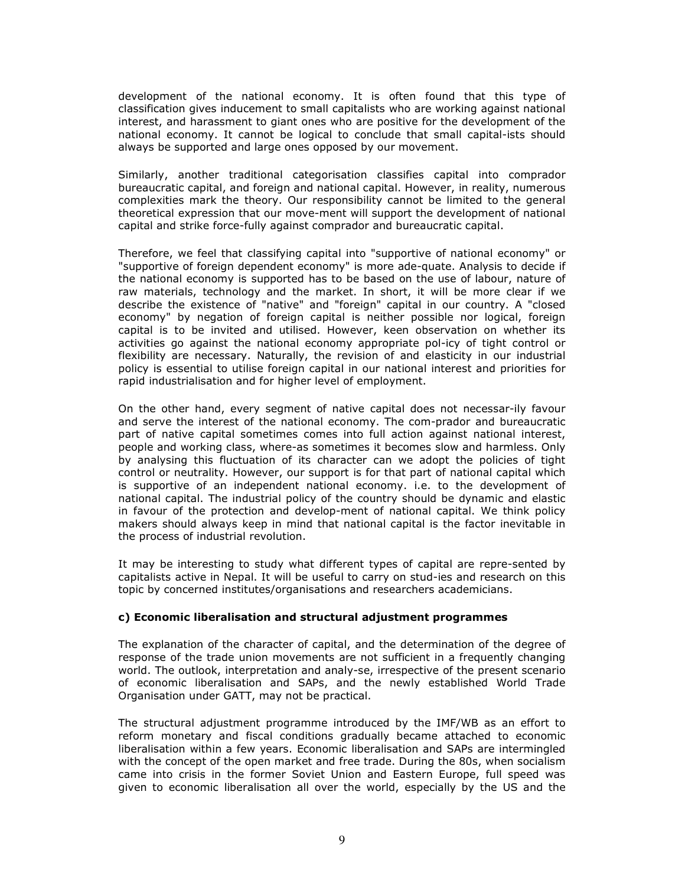development of the national economy. It is often found that this type of classification gives inducement to small capitalists who are working against national interest, and harassment to giant ones who are positive for the development of the national economy. It cannot be logical to conclude that small capital-ists should always be supported and large ones opposed by our movement.

Similarly, another traditional categorisation classifies capital into comprador bureaucratic capital, and foreign and national capital. However, in reality, numerous complexities mark the theory. Our responsibility cannot be limited to the general theoretical expression that our move-ment will support the development of national capital and strike force-fully against comprador and bureaucratic capital.

Therefore, we feel that classifying capital into "supportive of national economy" or "supportive of foreign dependent economy" is more ade-quate. Analysis to decide if the national economy is supported has to be based on the use of labour, nature of raw materials, technology and the market. In short, it will be more clear if we describe the existence of "native" and "foreign" capital in our country. A "closed economy" by negation of foreign capital is neither possible nor logical, foreign capital is to be invited and utilised. However, keen observation on whether its activities go against the national economy appropriate pol-icy of tight control or flexibility are necessary. Naturally, the revision of and elasticity in our industrial policy is essential to utilise foreign capital in our national interest and priorities for rapid industrialisation and for higher level of employment.

On the other hand, every segment of native capital does not necessar-ily favour and serve the interest of the national economy. The com-prador and bureaucratic part of native capital sometimes comes into full action against national interest, people and working class, where-as sometimes it becomes slow and harmless. Only by analysing this fluctuation of its character can we adopt the policies of tight control or neutrality. However, our support is for that part of national capital which is supportive of an independent national economy. i.e. to the development of national capital. The industrial policy of the country should be dynamic and elastic in favour of the protection and develop-ment of national capital. We think policy makers should always keep in mind that national capital is the factor inevitable in the process of industrial revolution.

It may be interesting to study what different types of capital are repre-sented by capitalists active in Nepal. It will be useful to carry on stud-ies and research on this topic by concerned institutes/organisations and researchers academicians.

**c) Economic liberalisation and structural adjustment programmes**

The explanation of the character of capital, and the determination of the degree of response of the trade union movements are not sufficient in a frequently changing world. The outlook, interpretation and analy-se, irrespective of the present scenario of economic liberalisation and SAPs, and the newly established World Trade Organisation under GATT, may not be practical.

The structural adjustment programme introduced by the IMF/WB as an effort to reform monetary and fiscal conditions gradually became attached to economic liberalisation within a few years. Economic liberalisation and SAPs are intermingled with the concept of the open market and free trade. During the 80s, when socialism came into crisis in the former Soviet Union and Eastern Europe, full speed was given to economic liberalisation all over the world, especially by the US and the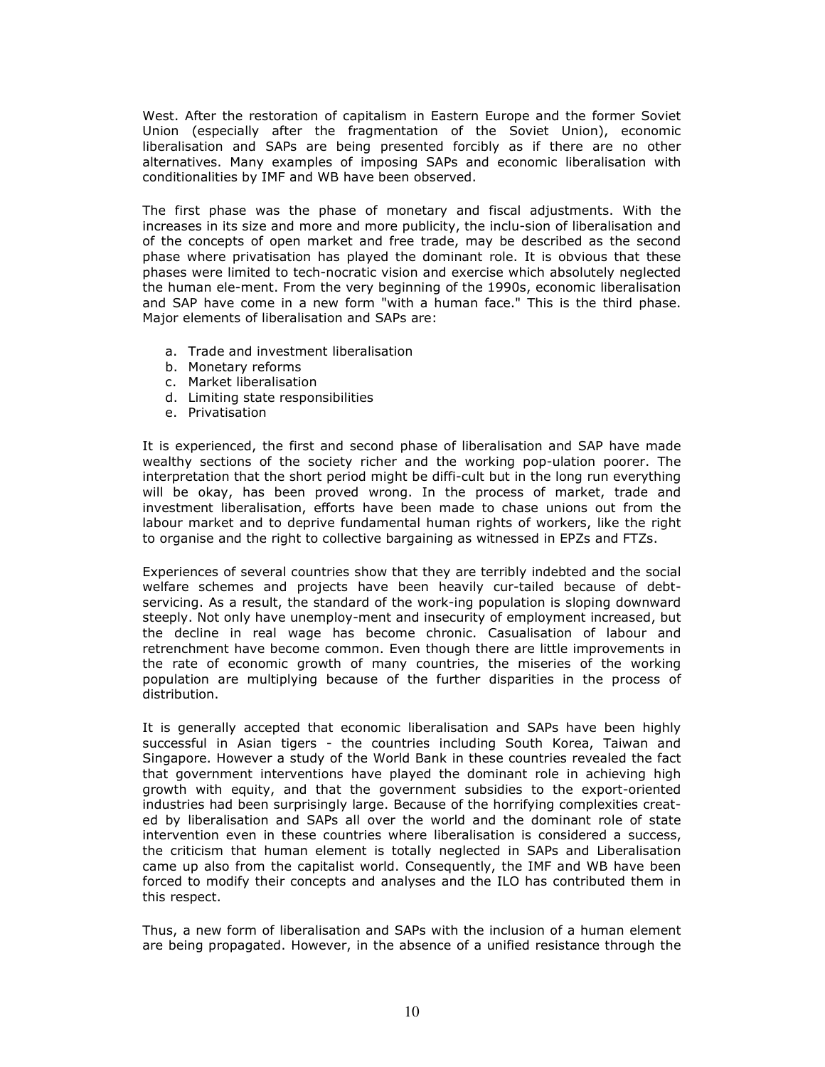West. After the restoration of capitalism in Eastern Europe and the former Soviet Union (especially after the fragmentation of the Soviet Union), economic liberalisation and SAPs are being presented forcibly as if there are no other alternatives. Many examples of imposing SAPs and economic liberalisation with conditionalities by IMF and WB have been observed.

The first phase was the phase of monetary and fiscal adjustments. With the increases in its size and more and more publicity, the inclu-sion of liberalisation and of the concepts of open market and free trade, may be described as the second phase where privatisation has played the dominant role. It is obvious that these phases were limited to tech-nocratic vision and exercise which absolutely neglected the human ele-ment. From the very beginning of the 1990s, economic liberalisation and SAP have come in a new form "with a human face." This is the third phase. Major elements of liberalisation and SAPs are:

a. Trade and investment liberalisation
b. Monetary reforms
c. Market liberalisation
d. Limiting state responsibilities
e. Privatisation

It is experienced, the first and second phase of liberalisation and SAP have made wealthy sections of the society richer and the working pop-ulation poorer. The interpretation that the short period might be diffi-cult but in the long run everything will be okay, has been proved wrong. In the process of market, trade and investment liberalisation, efforts have been made to chase unions out from the labour market and to deprive fundamental human rights of workers, like the right to organise and the right to collective bargaining as witnessed in EPZs and FTZs.

Experiences of several countries show that they are terribly indebted and the social welfare schemes and projects have been heavily cur-tailed because of debt-servicing. As a result, the standard of the work-ing population is sloping downward steeply. Not only have unemploy-ment and insecurity of employment increased, but the decline in real wage has become chronic. Casualisation of labour and retrenchment have become common. Even though there are little improvements in the rate of economic growth of many countries, the miseries of the working population are multiplying because of the further disparities in the process of distribution.

It is generally accepted that economic liberalisation and SAPs have been highly successful in Asian tigers - the countries including South Korea, Taiwan and Singapore. However a study of the World Bank in these countries revealed the fact that government interventions have played the dominant role in achieving high growth with equity, and that the government subsidies to the export-oriented industries had been surprisingly large. Because of the horrifying complexities creat-ed by liberalisation and SAPs all over the world and the dominant role of state intervention even in these countries where liberalisation is considered a success, the criticism that human element is totally neglected in SAPs and Liberalisation came up also from the capitalist world. Consequently, the IMF and WB have been forced to modify their concepts and analyses and the ILO has contributed them in this respect.

Thus, a new form of liberalisation and SAPs with the inclusion of a human element are being propagated. However, in the absence of a unified resistance through the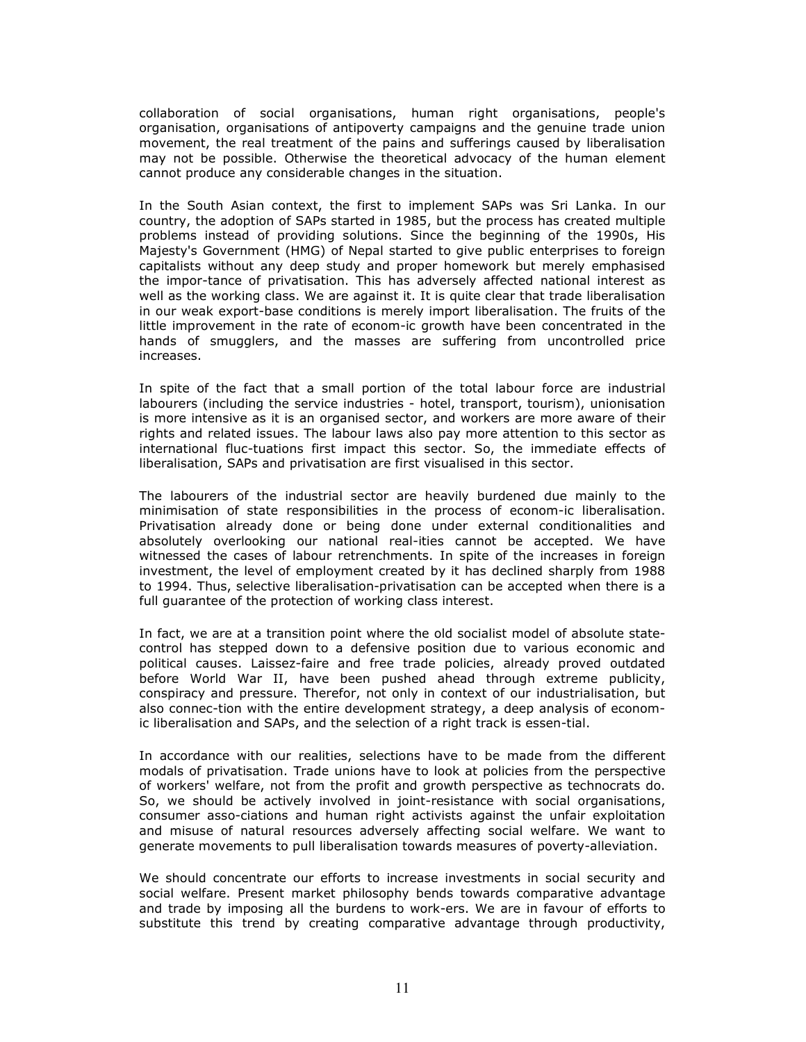collaboration of social organisations, human right organisations, people's organisation, organisations of antipoverty campaigns and the genuine trade union movement, the real treatment of the pains and sufferings caused by liberalisation may not be possible. Otherwise the theoretical advocacy of the human element cannot produce any considerable changes in the situation.

In the South Asian context, the first to implement SAPs was Sri Lanka. In our country, the adoption of SAPs started in 1985, but the process has created multiple problems instead of providing solutions. Since the beginning of the 1990s, His Majesty's Government (HMG) of Nepal started to give public enterprises to foreign capitalists without any deep study and proper homework but merely emphasised the impor-tance of privatisation. This has adversely affected national interest as well as the working class. We are against it. It is quite clear that trade liberalisation in our weak export-base conditions is merely import liberalisation. The fruits of the little improvement in the rate of econom-ic growth have been concentrated in the hands of smugglers, and the masses are suffering from uncontrolled price increases.

In spite of the fact that a small portion of the total labour force are industrial labourers (including the service industries - hotel, transport, tourism), unionisation is more intensive as it is an organised sector, and workers are more aware of their rights and related issues. The labour laws also pay more attention to this sector as international fluc-tuations first impact this sector. So, the immediate effects of liberalisation, SAPs and privatisation are first visualised in this sector.

The labourers of the industrial sector are heavily burdened due mainly to the minimisation of state responsibilities in the process of econom-ic liberalisation. Privatisation already done or being done under external conditionalities and absolutely overlooking our national real-ities cannot be accepted. We have witnessed the cases of labour retrenchments. In spite of the increases in foreign investment, the level of employment created by it has declined sharply from 1988 to 1994. Thus, selective liberalisation-privatisation can be accepted when there is a full guarantee of the protection of working class interest.

In fact, we are at a transition point where the old socialist model of absolute state-control has stepped down to a defensive position due to various economic and political causes. Laissez-faire and free trade policies, already proved outdated before World War II, have been pushed ahead through extreme publicity, conspiracy and pressure. Therefor, not only in context of our industrialisation, but also connec-tion with the entire development strategy, a deep analysis of econom-ic liberalisation and SAPs, and the selection of a right track is essen-tial.

In accordance with our realities, selections have to be made from the different modals of privatisation. Trade unions have to look at policies from the perspective of workers' welfare, not from the profit and growth perspective as technocrats do. So, we should be actively involved in joint-resistance with social organisations, consumer asso-ciations and human right activists against the unfair exploitation and misuse of natural resources adversely affecting social welfare. We want to generate movements to pull liberalisation towards measures of poverty-alleviation.

We should concentrate our efforts to increase investments in social security and social welfare. Present market philosophy bends towards comparative advantage and trade by imposing all the burdens to work-ers. We are in favour of efforts to substitute this trend by creating comparative advantage through productivity,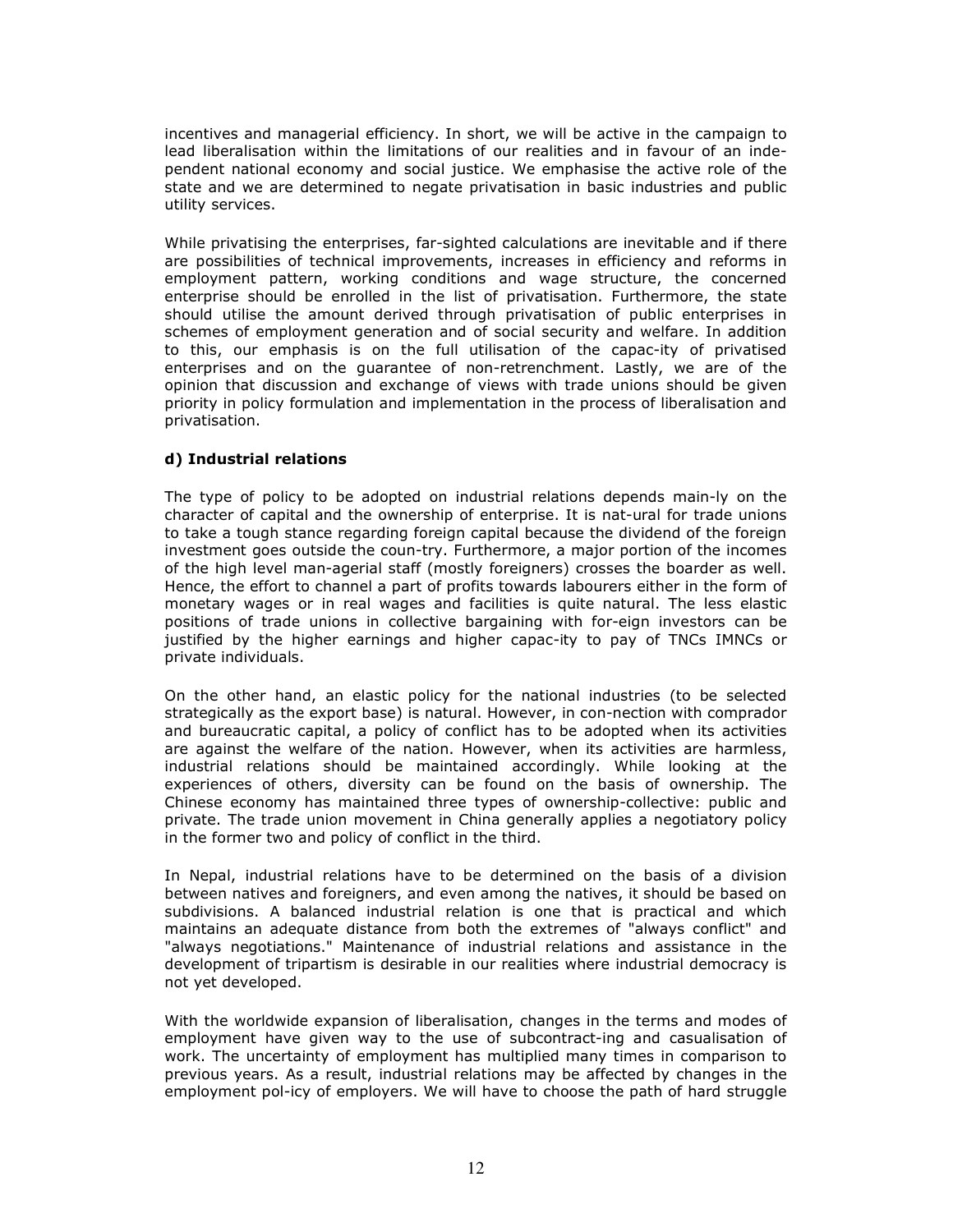incentives and managerial efficiency. In short, we will be active in the campaign to lead liberalisation within the limitations of our realities and in favour of an independent national economy and social justice. We emphasise the active role of the state and we are determined to negate privatisation in basic industries and public utility services.

While privatising the enterprises, far-sighted calculations are inevitable and if there are possibilities of technical improvements, increases in efficiency and reforms in employment pattern, working conditions and wage structure, the concerned enterprise should be enrolled in the list of privatisation. Furthermore, the state should utilise the amount derived through privatisation of public enterprises in schemes of employment generation and of social security and welfare. In addition to this, our emphasis is on the full utilisation of the capac-ity of privatised enterprises and on the guarantee of non-retrenchment. Lastly, we are of the opinion that discussion and exchange of views with trade unions should be given priority in policy formulation and implementation in the process of liberalisation and privatisation.

### d) Industrial relations

The type of policy to be adopted on industrial relations depends main-ly on the character of capital and the ownership of enterprise. It is nat-ural for trade unions to take a tough stance regarding foreign capital because the dividend of the foreign investment goes outside the coun-try. Furthermore, a major portion of the incomes of the high level man-agerial staff (mostly foreigners) crosses the boarder as well. Hence, the effort to channel a part of profits towards labourers either in the form of monetary wages or in real wages and facilities is quite natural. The less elastic positions of trade unions in collective bargaining with for-eign investors can be justified by the higher earnings and higher capac-ity to pay of TNCs IMNCs or private individuals.

On the other hand, an elastic policy for the national industries (to be selected strategically as the export base) is natural. However, in con-nection with comprador and bureaucratic capital, a policy of conflict has to be adopted when its activities are against the welfare of the nation. However, when its activities are harmless, industrial relations should be maintained accordingly. While looking at the experiences of others, diversity can be found on the basis of ownership. The Chinese economy has maintained three types of ownership-collective: public and private. The trade union movement in China generally applies a negotiatory policy in the former two and policy of conflict in the third.

In Nepal, industrial relations have to be determined on the basis of a division between natives and foreigners, and even among the natives, it should be based on subdivisions. A balanced industrial relation is one that is practical and which maintains an adequate distance from both the extremes of "always conflict" and "always negotiations." Maintenance of industrial relations and assistance in the development of tripartism is desirable in our realities where industrial democracy is not yet developed.

With the worldwide expansion of liberalisation, changes in the terms and modes of employment have given way to the use of subcontract-ing and casualisation of work. The uncertainty of employment has multiplied many times in comparison to previous years. As a result, industrial relations may be affected by changes in the employment pol-icy of employers. We will have to choose the path of hard struggle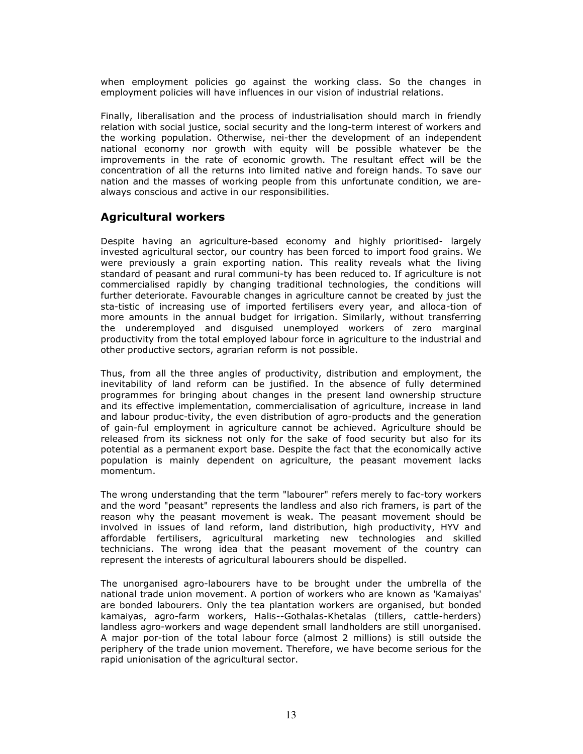when employment policies go against the working class. So the changes in employment policies will have influences in our vision of industrial relations.

Finally, liberalisation and the process of industrialisation should march in friendly relation with social justice, social security and the long-term interest of workers and the working population. Otherwise, nei-ther the development of an independent national economy nor growth with equity will be possible whatever be the improvements in the rate of economic growth. The resultant effect will be the concentration of all the returns into limited native and foreign hands. To save our nation and the masses of working people from this unfortunate condition, we are-always conscious and active in our responsibilities.

## Agricultural workers

Despite having an agriculture-based economy and highly prioritised- largely invested agricultural sector, our country has been forced to import food grains. We were previously a grain exporting nation. This reality reveals what the living standard of peasant and rural communi-ty has been reduced to. If agriculture is not commercialised rapidly by changing traditional technologies, the conditions will further deteriorate. Favourable changes in agriculture cannot be created by just the sta-tistic of increasing use of imported fertilisers every year, and alloca-tion of more amounts in the annual budget for irrigation. Similarly, without transferring the underemployed and disguised unemployed workers of zero marginal productivity from the total employed labour force in agriculture to the industrial and other productive sectors, agrarian reform is not possible.

Thus, from all the three angles of productivity, distribution and employment, the inevitability of land reform can be justified. In the absence of fully determined programmes for bringing about changes in the present land ownership structure and its effective implementation, commercialisation of agriculture, increase in land and labour produc-tivity, the even distribution of agro-products and the generation of gain-ful employment in agriculture cannot be achieved. Agriculture should be released from its sickness not only for the sake of food security but also for its potential as a permanent export base. Despite the fact that the economically active population is mainly dependent on agriculture, the peasant movement lacks momentum.

The wrong understanding that the term "labourer" refers merely to fac-tory workers and the word "peasant" represents the landless and also rich framers, is part of the reason why the peasant movement is weak. The peasant movement should be involved in issues of land reform, land distribution, high productivity, HYV and affordable fertilisers, agricultural marketing new technologies and skilled technicians. The wrong idea that the peasant movement of the country can represent the interests of agricultural labourers should be dispelled.

The unorganised agro-labourers have to be brought under the umbrella of the national trade union movement. A portion of workers who are known as 'Kamaiyas' are bonded labourers. Only the tea plantation workers are organised, but bonded kamaiyas, agro-farm workers, Halis--Gothalas-Khetalas (tillers, cattle-herders) landless agro-workers and wage dependent small landholders are still unorganised. A major por-tion of the total labour force (almost 2 millions) is still outside the periphery of the trade union movement. Therefore, we have become serious for the rapid unionisation of the agricultural sector.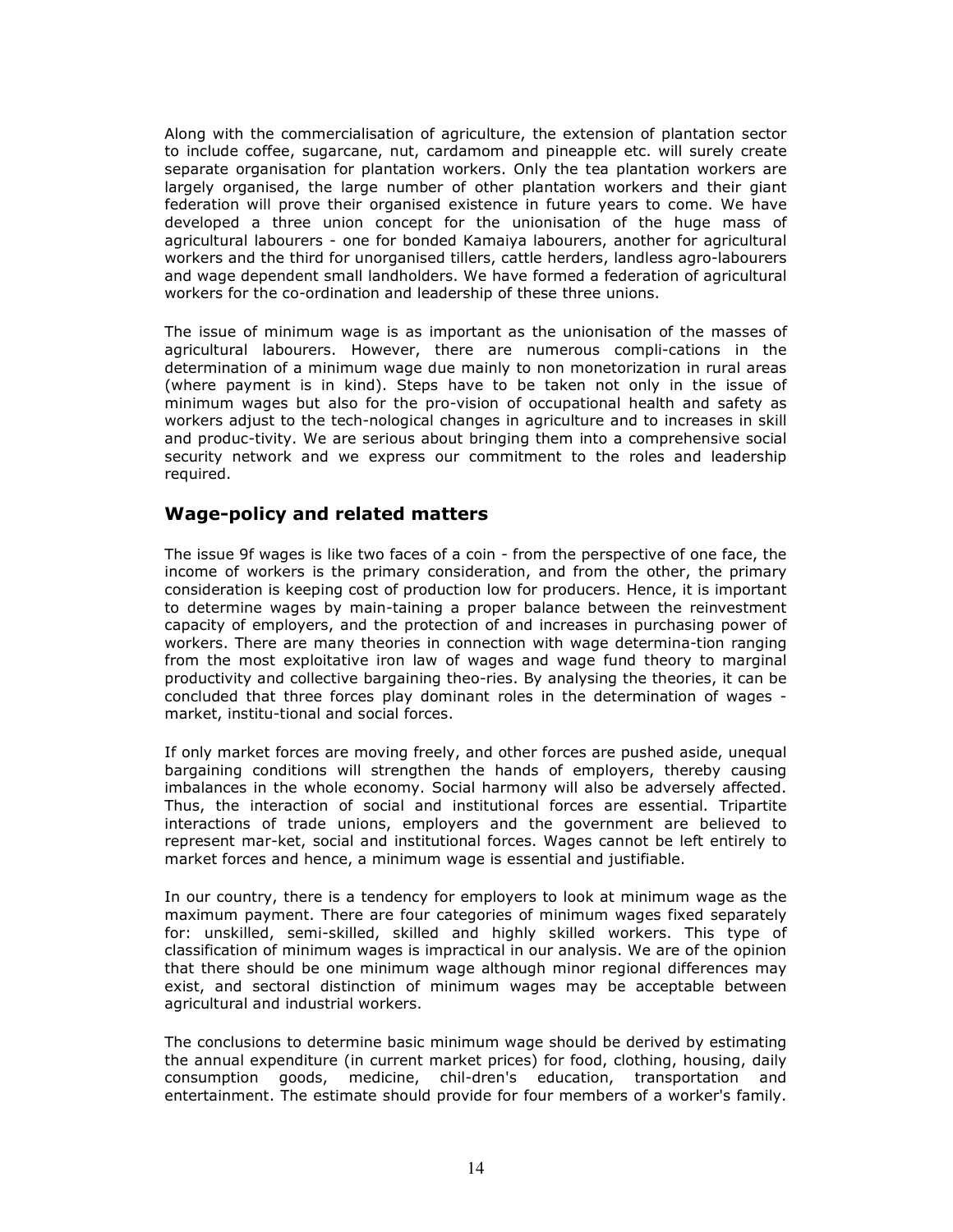Along with the commercialisation of agriculture, the extension of plantation sector to include coffee, sugarcane, nut, cardamom and pineapple etc. will surely create separate organisation for plantation workers. Only the tea plantation workers are largely organised, the large number of other plantation workers and their giant federation will prove their organised existence in future years to come. We have developed a three union concept for the unionisation of the huge mass of agricultural labourers - one for bonded Kamaiya labourers, another for agricultural workers and the third for unorganised tillers, cattle herders, landless agro-labourers and wage dependent small landholders. We have formed a federation of agricultural workers for the co-ordination and leadership of these three unions.

The issue of minimum wage is as important as the unionisation of the masses of agricultural labourers. However, there are numerous compli-cations in the determination of a minimum wage due mainly to non monetorization in rural areas (where payment is in kind). Steps have to be taken not only in the issue of minimum wages but also for the pro-vision of occupational health and safety as workers adjust to the tech-nological changes in agriculture and to increases in skill and produc-tivity. We are serious about bringing them into a comprehensive social security network and we express our commitment to the roles and leadership required.

## Wage-policy and related matters

The issue 9f wages is like two faces of a coin - from the perspective of one face, the income of workers is the primary consideration, and from the other, the primary consideration is keeping cost of production low for producers. Hence, it is important to determine wages by main-taining a proper balance between the reinvestment capacity of employers, and the protection of and increases in purchasing power of workers. There are many theories in connection with wage determina-tion ranging from the most exploitative iron law of wages and wage fund theory to marginal productivity and collective bargaining theo-ries. By analysing the theories, it can be concluded that three forces play dominant roles in the determination of wages - market, institu-tional and social forces.

If only market forces are moving freely, and other forces are pushed aside, unequal bargaining conditions will strengthen the hands of employers, thereby causing imbalances in the whole economy. Social harmony will also be adversely affected. Thus, the interaction of social and institutional forces are essential. Tripartite interactions of trade unions, employers and the government are believed to represent mar-ket, social and institutional forces. Wages cannot be left entirely to market forces and hence, a minimum wage is essential and justifiable.

In our country, there is a tendency for employers to look at minimum wage as the maximum payment. There are four categories of minimum wages fixed separately for: unskilled, semi-skilled, skilled and highly skilled workers. This type of classification of minimum wages is impractical in our analysis. We are of the opinion that there should be one minimum wage although minor regional differences may exist, and sectoral distinction of minimum wages may be acceptable between agricultural and industrial workers.

The conclusions to determine basic minimum wage should be derived by estimating the annual expenditure (in current market prices) for food, clothing, housing, daily consumption goods, medicine, chil-dren's education, transportation and entertainment. The estimate should provide for four members of a worker's family.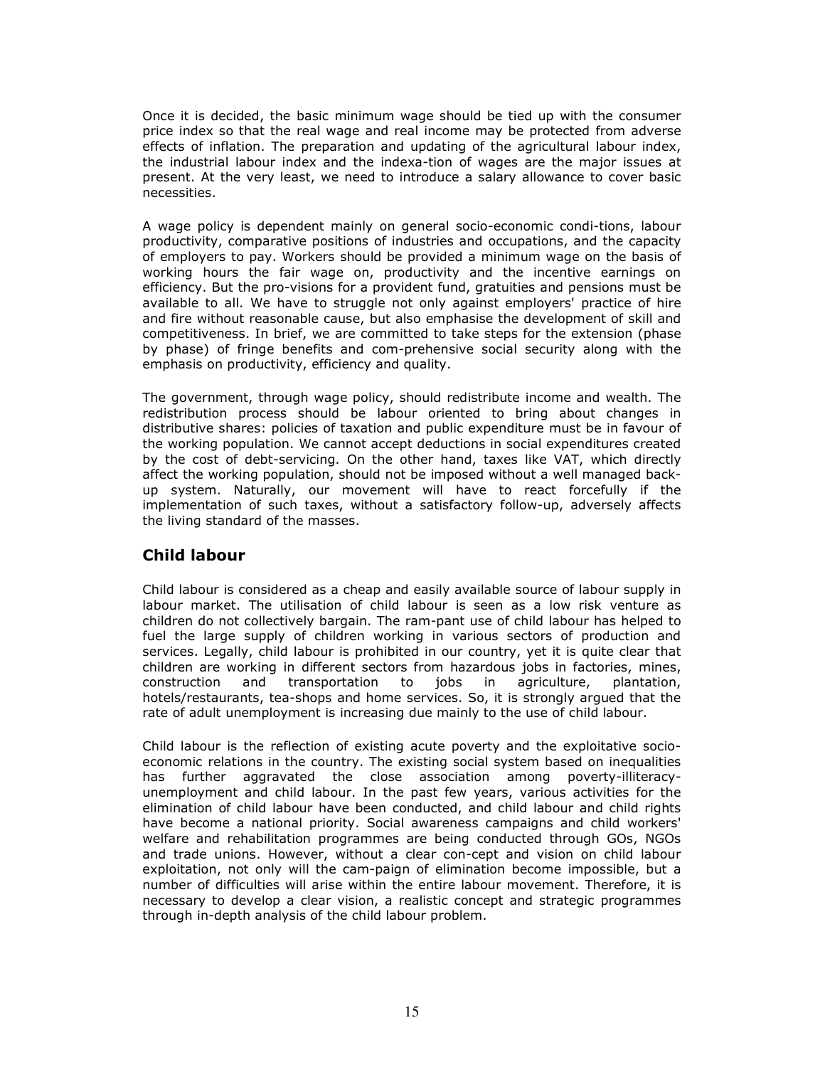Once it is decided, the basic minimum wage should be tied up with the consumer price index so that the real wage and real income may be protected from adverse effects of inflation. The preparation and updating of the agricultural labour index, the industrial labour index and the indexa-tion of wages are the major issues at present. At the very least, we need to introduce a salary allowance to cover basic necessities.

A wage policy is dependent mainly on general socio-economic condi-tions, labour productivity, comparative positions of industries and occupations, and the capacity of employers to pay. Workers should be provided a minimum wage on the basis of working hours the fair wage on, productivity and the incentive earnings on efficiency. But the pro-visions for a provident fund, gratuities and pensions must be available to all. We have to struggle not only against employers' practice of hire and fire without reasonable cause, but also emphasise the development of skill and competitiveness. In brief, we are committed to take steps for the extension (phase by phase) of fringe benefits and com-prehensive social security along with the emphasis on productivity, efficiency and quality.

The government, through wage policy, should redistribute income and wealth. The redistribution process should be labour oriented to bring about changes in distributive shares: policies of taxation and public expenditure must be in favour of the working population. We cannot accept deductions in social expenditures created by the cost of debt-servicing. On the other hand, taxes like VAT, which directly affect the working population, should not be imposed without a well managed back-up system. Naturally, our movement will have to react forcefully if the implementation of such taxes, without a satisfactory follow-up, adversely affects the living standard of the masses.

## Child labour

Child labour is considered as a cheap and easily available source of labour supply in labour market. The utilisation of child labour is seen as a low risk venture as children do not collectively bargain. The ram-pant use of child labour has helped to fuel the large supply of children working in various sectors of production and services. Legally, child labour is prohibited in our country, yet it is quite clear that children are working in different sectors from hazardous jobs in factories, mines, construction and transportation to jobs in agriculture, plantation, hotels/restaurants, tea-shops and home services. So, it is strongly argued that the rate of adult unemployment is increasing due mainly to the use of child labour.

Child labour is the reflection of existing acute poverty and the exploitative socio-economic relations in the country. The existing social system based on inequalities has further aggravated the close association among poverty-illiteracy-unemployment and child labour. In the past few years, various activities for the elimination of child labour have been conducted, and child labour and child rights have become a national priority. Social awareness campaigns and child workers' welfare and rehabilitation programmes are being conducted through GOs, NGOs and trade unions. However, without a clear con-cept and vision on child labour exploitation, not only will the cam-paign of elimination become impossible, but a number of difficulties will arise within the entire labour movement. Therefore, it is necessary to develop a clear vision, a realistic concept and strategic programmes through in-depth analysis of the child labour problem.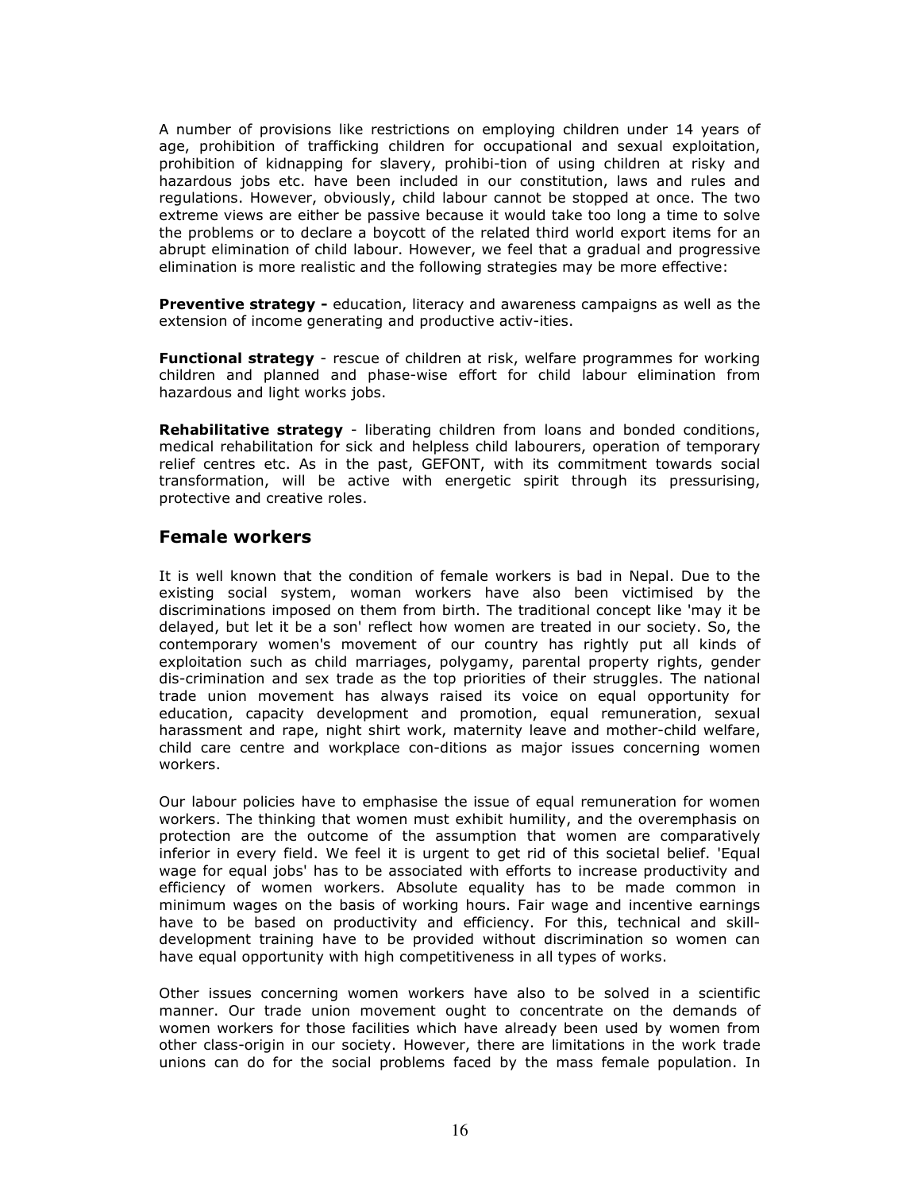A number of provisions like restrictions on employing children under 14 years of age, prohibition of trafficking children for occupational and sexual exploitation, prohibition of kidnapping for slavery, prohibi-tion of using children at risky and hazardous jobs etc. have been included in our constitution, laws and rules and regulations. However, obviously, child labour cannot be stopped at once. The two extreme views are either be passive because it would take too long a time to solve the problems or to declare a boycott of the related third world export items for an abrupt elimination of child labour. However, we feel that a gradual and progressive elimination is more realistic and the following strategies may be more effective:

**Preventive strategy -** education, literacy and awareness campaigns as well as the extension of income generating and productive activ-ities.

**Functional strategy** - rescue of children at risk, welfare programmes for working children and planned and phase-wise effort for child labour elimination from hazardous and light works jobs.

**Rehabilitative strategy** - liberating children from loans and bonded conditions, medical rehabilitation for sick and helpless child labourers, operation of temporary relief centres etc. As in the past, GEFONT, with its commitment towards social transformation, will be active with energetic spirit through its pressurising, protective and creative roles.

## Female workers

It is well known that the condition of female workers is bad in Nepal. Due to the existing social system, woman workers have also been victimised by the discriminations imposed on them from birth. The traditional concept like 'may it be delayed, but let it be a son' reflect how women are treated in our society. So, the contemporary women's movement of our country has rightly put all kinds of exploitation such as child marriages, polygamy, parental property rights, gender dis-crimination and sex trade as the top priorities of their struggles. The national trade union movement has always raised its voice on equal opportunity for education, capacity development and promotion, equal remuneration, sexual harassment and rape, night shirt work, maternity leave and mother-child welfare, child care centre and workplace con-ditions as major issues concerning women workers.

Our labour policies have to emphasise the issue of equal remuneration for women workers. The thinking that women must exhibit humility, and the overemphasis on protection are the outcome of the assumption that women are comparatively inferior in every field. We feel it is urgent to get rid of this societal belief. 'Equal wage for equal jobs' has to be associated with efforts to increase productivity and efficiency of women workers. Absolute equality has to be made common in minimum wages on the basis of working hours. Fair wage and incentive earnings have to be based on productivity and efficiency. For this, technical and skill-development training have to be provided without discrimination so women can have equal opportunity with high competitiveness in all types of works.

Other issues concerning women workers have also to be solved in a scientific manner. Our trade union movement ought to concentrate on the demands of women workers for those facilities which have already been used by women from other class-origin in our society. However, there are limitations in the work trade unions can do for the social problems faced by the mass female population. In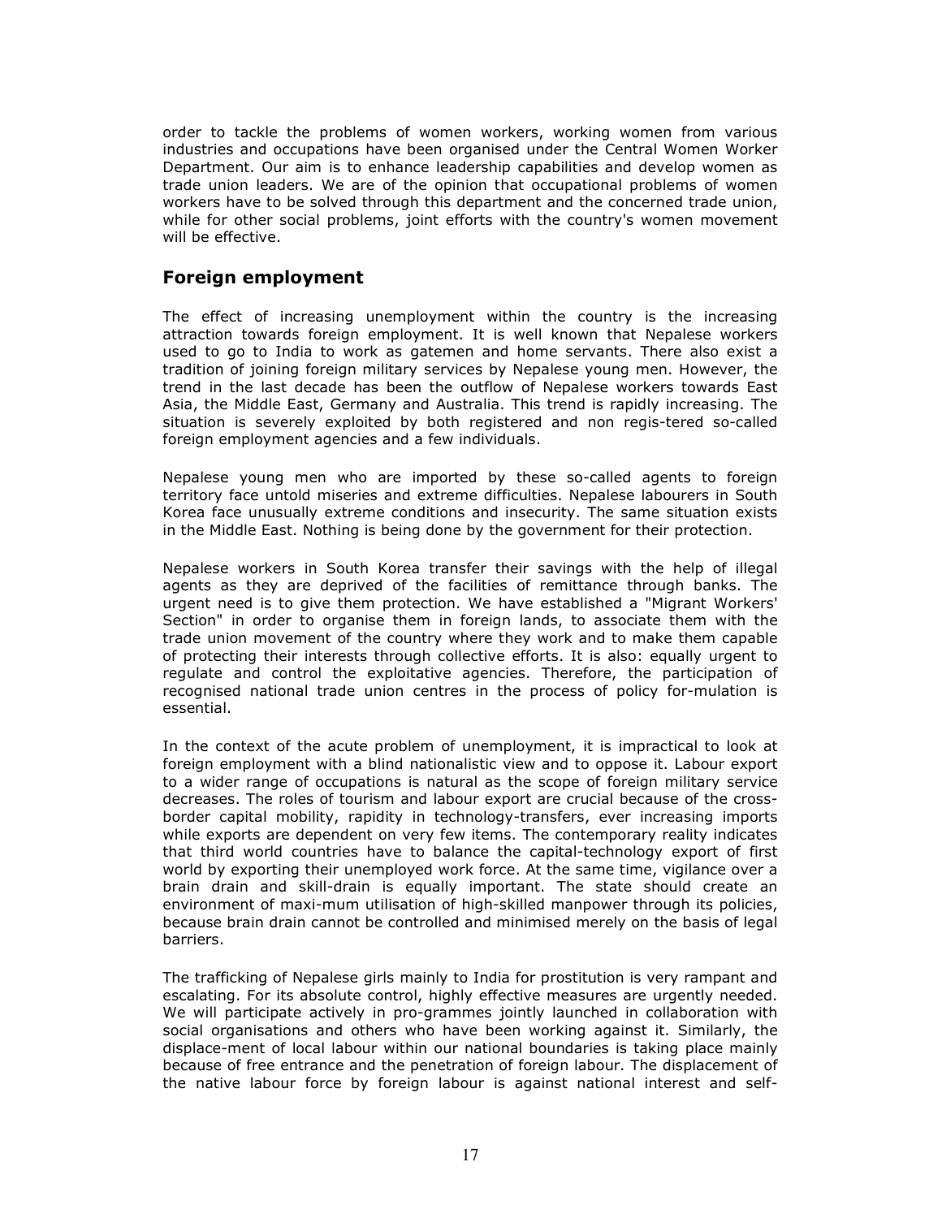order to tackle the problems of women workers, working women from various industries and occupations have been organised under the Central Women Worker Department. Our aim is to enhance leadership capabilities and develop women as trade union leaders. We are of the opinion that occupational problems of women workers have to be solved through this department and the concerned trade union, while for other social problems, joint efforts with the country's women movement will be effective.

## Foreign employment

The effect of increasing unemployment within the country is the increasing attraction towards foreign employment. It is well known that Nepalese workers used to go to India to work as gatemen and home servants. There also exist a tradition of joining foreign military services by Nepalese young men. However, the trend in the last decade has been the outflow of Nepalese workers towards East Asia, the Middle East, Germany and Australia. This trend is rapidly increasing. The situation is severely exploited by both registered and non regis-tered so-called foreign employment agencies and a few individuals.

Nepalese young men who are imported by these so-called agents to foreign territory face untold miseries and extreme difficulties. Nepalese labourers in South Korea face unusually extreme conditions and insecurity. The same situation exists in the Middle East. Nothing is being done by the government for their protection.

Nepalese workers in South Korea transfer their savings with the help of illegal agents as they are deprived of the facilities of remittance through banks. The urgent need is to give them protection. We have established a "Migrant Workers' Section" in order to organise them in foreign lands, to associate them with the trade union movement of the country where they work and to make them capable of protecting their interests through collective efforts. It is also: equally urgent to regulate and control the exploitative agencies. Therefore, the participation of recognised national trade union centres in the process of policy for-mulation is essential.

In the context of the acute problem of unemployment, it is impractical to look at foreign employment with a blind nationalistic view and to oppose it. Labour export to a wider range of occupations is natural as the scope of foreign military service decreases. The roles of tourism and labour export are crucial because of the cross-border capital mobility, rapidity in technology-transfers, ever increasing imports while exports are dependent on very few items. The contemporary reality indicates that third world countries have to balance the capital-technology export of first world by exporting their unemployed work force. At the same time, vigilance over a brain drain and skill-drain is equally important. The state should create an environment of maxi-mum utilisation of high-skilled manpower through its policies, because brain drain cannot be controlled and minimised merely on the basis of legal barriers.

The trafficking of Nepalese girls mainly to India for prostitution is very rampant and escalating. For its absolute control, highly effective measures are urgently needed. We will participate actively in pro-grammes jointly launched in collaboration with social organisations and others who have been working against it. Similarly, the displace-ment of local labour within our national boundaries is taking place mainly because of free entrance and the penetration of foreign labour. The displacement of the native labour force by foreign labour is against national interest and self-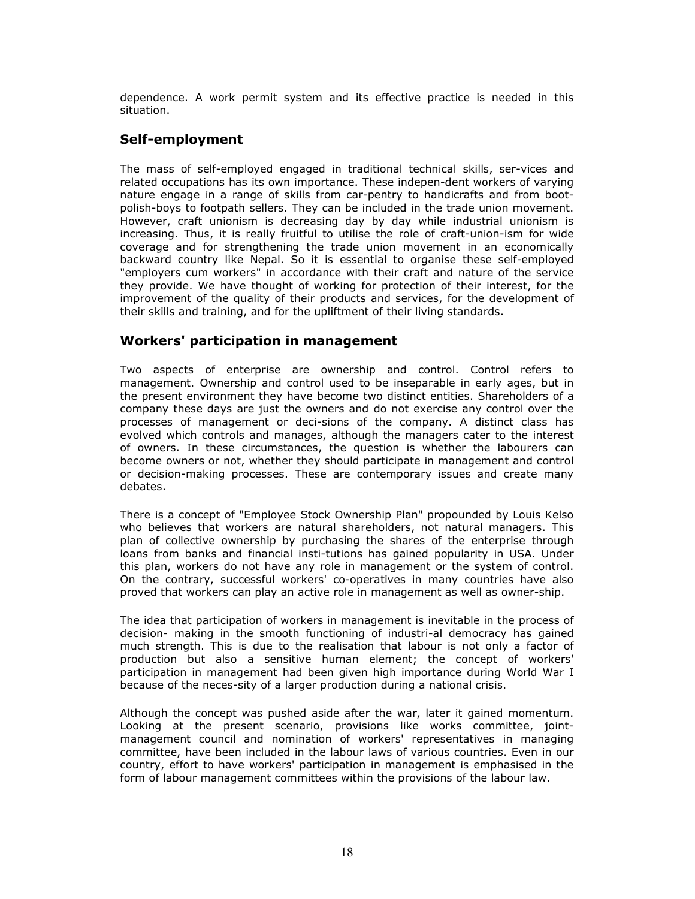dependence. A work permit system and its effective practice is needed in this situation.

## Self-employment

The mass of self-employed engaged in traditional technical skills, ser-vices and related occupations has its own importance. These indepen-dent workers of varying nature engage in a range of skills from car-pentry to handicrafts and from boot-polish-boys to footpath sellers. They can be included in the trade union movement. However, craft unionism is decreasing day by day while industrial unionism is increasing. Thus, it is really fruitful to utilise the role of craft-union-ism for wide coverage and for strengthening the trade union movement in an economically backward country like Nepal. So it is essential to organise these self-employed "employers cum workers" in accordance with their craft and nature of the service they provide. We have thought of working for protection of their interest, for the improvement of the quality of their products and services, for the development of their skills and training, and for the upliftment of their living standards.

## Workers' participation in management

Two aspects of enterprise are ownership and control. Control refers to management. Ownership and control used to be inseparable in early ages, but in the present environment they have become two distinct entities. Shareholders of a company these days are just the owners and do not exercise any control over the processes of management or deci-sions of the company. A distinct class has evolved which controls and manages, although the managers cater to the interest of owners. In these circumstances, the question is whether the labourers can become owners or not, whether they should participate in management and control or decision-making processes. These are contemporary issues and create many debates.

There is a concept of "Employee Stock Ownership Plan" propounded by Louis Kelso who believes that workers are natural shareholders, not natural managers. This plan of collective ownership by purchasing the shares of the enterprise through loans from banks and financial insti-tutions has gained popularity in USA. Under this plan, workers do not have any role in management or the system of control. On the contrary, successful workers' co-operatives in many countries have also proved that workers can play an active role in management as well as owner-ship.

The idea that participation of workers in management is inevitable in the process of decision- making in the smooth functioning of industri-al democracy has gained much strength. This is due to the realisation that labour is not only a factor of production but also a sensitive human element; the concept of workers' participation in management had been given high importance during World War I because of the neces-sity of a larger production during a national crisis.

Although the concept was pushed aside after the war, later it gained momentum. Looking at the present scenario, provisions like works committee, joint-management council and nomination of workers' representatives in managing committee, have been included in the labour laws of various countries. Even in our country, effort to have workers' participation in management is emphasised in the form of labour management committees within the provisions of the labour law.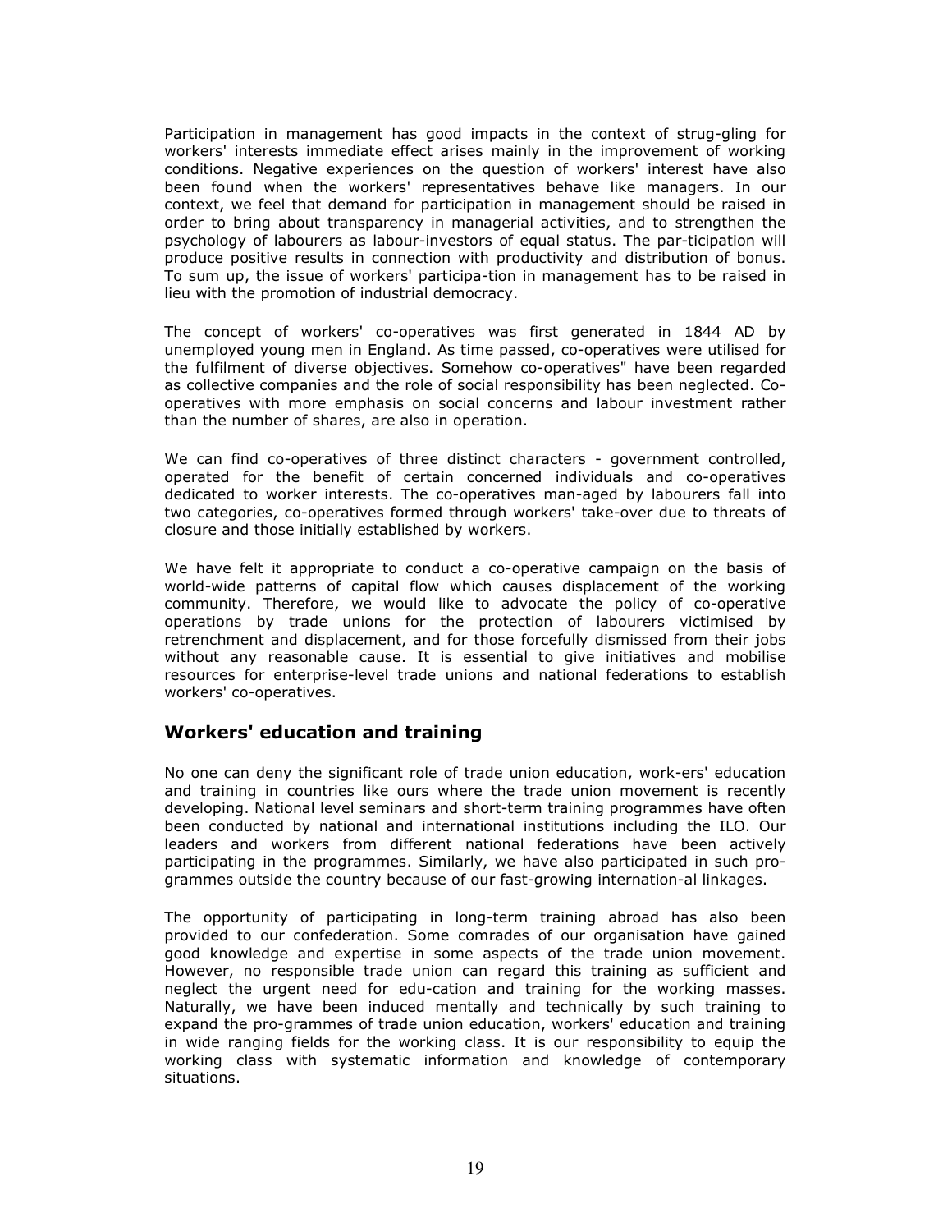Participation in management has good impacts in the context of strug-gling for workers' interests immediate effect arises mainly in the improvement of working conditions. Negative experiences on the question of workers' interest have also been found when the workers' representatives behave like managers. In our context, we feel that demand for participation in management should be raised in order to bring about transparency in managerial activities, and to strengthen the psychology of labourers as labour-investors of equal status. The par-ticipation will produce positive results in connection with productivity and distribution of bonus. To sum up, the issue of workers' participa-tion in management has to be raised in lieu with the promotion of industrial democracy.

The concept of workers' co-operatives was first generated in 1844 AD by unemployed young men in England. As time passed, co-operatives were utilised for the fulfilment of diverse objectives. Somehow co-operatives" have been regarded as collective companies and the role of social responsibility has been neglected. Co-operatives with more emphasis on social concerns and labour investment rather than the number of shares, are also in operation.

We can find co-operatives of three distinct characters - government controlled, operated for the benefit of certain concerned individuals and co-operatives dedicated to worker interests. The co-operatives man-aged by labourers fall into two categories, co-operatives formed through workers' take-over due to threats of closure and those initially established by workers.

We have felt it appropriate to conduct a co-operative campaign on the basis of world-wide patterns of capital flow which causes displacement of the working community. Therefore, we would like to advocate the policy of co-operative operations by trade unions for the protection of labourers victimised by retrenchment and displacement, and for those forcefully dismissed from their jobs without any reasonable cause. It is essential to give initiatives and mobilise resources for enterprise-level trade unions and national federations to establish workers' co-operatives.

## Workers' education and training

No one can deny the significant role of trade union education, work-ers' education and training in countries like ours where the trade union movement is recently developing. National level seminars and short-term training programmes have often been conducted by national and international institutions including the ILO. Our leaders and workers from different national federations have been actively participating in the programmes. Similarly, we have also participated in such pro-grammes outside the country because of our fast-growing internation-al linkages.

The opportunity of participating in long-term training abroad has also been provided to our confederation. Some comrades of our organisation have gained good knowledge and expertise in some aspects of the trade union movement. However, no responsible trade union can regard this training as sufficient and neglect the urgent need for edu-cation and training for the working masses. Naturally, we have been induced mentally and technically by such training to expand the pro-grammes of trade union education, workers' education and training in wide ranging fields for the working class. It is our responsibility to equip the working class with systematic information and knowledge of contemporary situations.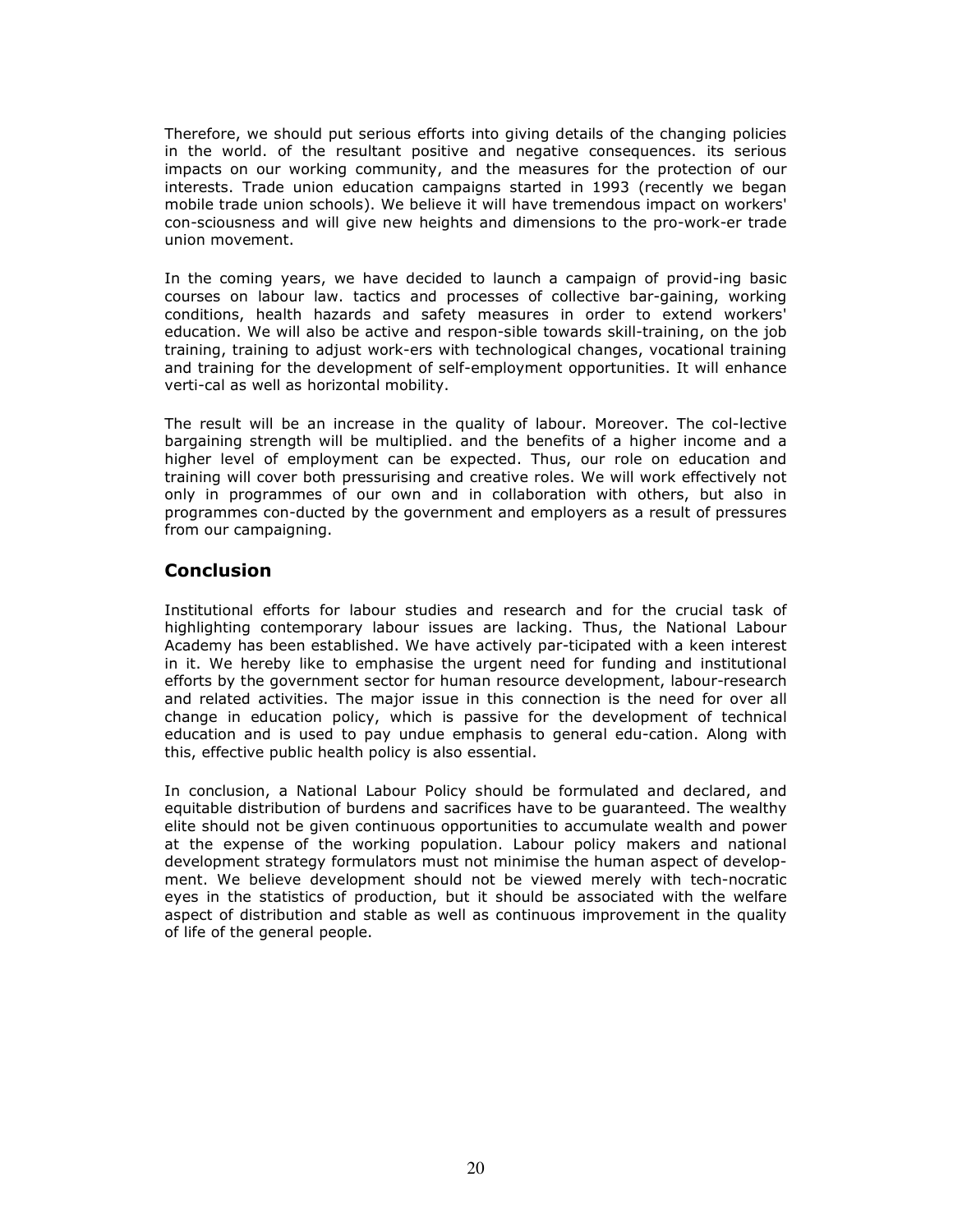Therefore, we should put serious efforts into giving details of the changing policies in the world. of the resultant positive and negative consequences. its serious impacts on our working community, and the measures for the protection of our interests. Trade union education campaigns started in 1993 (recently we began mobile trade union schools). We believe it will have tremendous impact on workers' con-sciousness and will give new heights and dimensions to the pro-work-er trade union movement.

In the coming years, we have decided to launch a campaign of provid-ing basic courses on labour law. tactics and processes of collective bar-gaining, working conditions, health hazards and safety measures in order to extend workers' education. We will also be active and respon-sible towards skill-training, on the job training, training to adjust work-ers with technological changes, vocational training and training for the development of self-employment opportunities. It will enhance verti-cal as well as horizontal mobility.

The result will be an increase in the quality of labour. Moreover. The col-lective bargaining strength will be multiplied. and the benefits of a higher income and a higher level of employment can be expected. Thus, our role on education and training will cover both pressurising and creative roles. We will work effectively not only in programmes of our own and in collaboration with others, but also in programmes con-ducted by the government and employers as a result of pressures from our campaigning.

## Conclusion

Institutional efforts for labour studies and research and for the crucial task of highlighting contemporary labour issues are lacking. Thus, the National Labour Academy has been established. We have actively par-ticipated with a keen interest in it. We hereby like to emphasise the urgent need for funding and institutional efforts by the government sector for human resource development, labour-research and related activities. The major issue in this connection is the need for over all change in education policy, which is passive for the development of technical education and is used to pay undue emphasis to general edu-cation. Along with this, effective public health policy is also essential.

In conclusion, a National Labour Policy should be formulated and declared, and equitable distribution of burdens and sacrifices have to be guaranteed. The wealthy elite should not be given continuous opportunities to accumulate wealth and power at the expense of the working population. Labour policy makers and national development strategy formulators must not minimise the human aspect of develop-ment. We believe development should not be viewed merely with tech-nocratic eyes in the statistics of production, but it should be associated with the welfare aspect of distribution and stable as well as continuous improvement in the quality of life of the general people.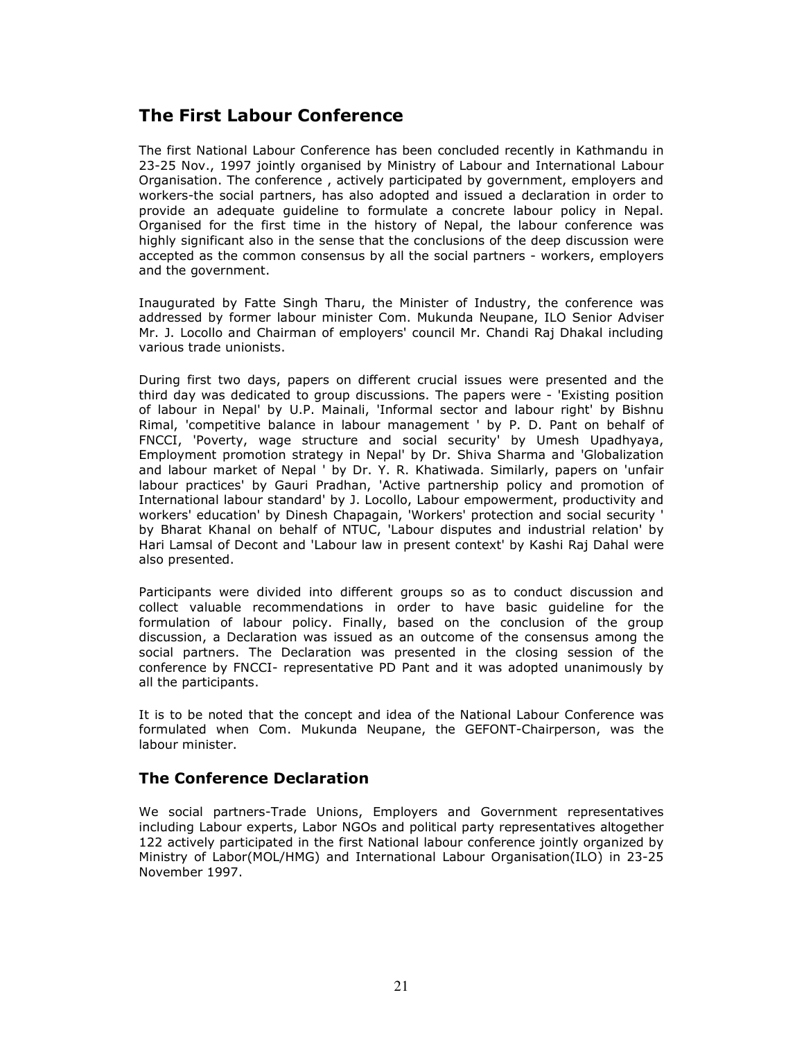## The First Labour Conference

The first National Labour Conference has been concluded recently in Kathmandu in 23-25 Nov., 1997 jointly organised by Ministry of Labour and International Labour Organisation. The conference , actively participated by government, employers and workers-the social partners, has also adopted and issued a declaration in order to provide an adequate guideline to formulate a concrete labour policy in Nepal. Organised for the first time in the history of Nepal, the labour conference was highly significant also in the sense that the conclusions of the deep discussion were accepted as the common consensus by all the social partners - workers, employers and the government.

Inaugurated by Fatte Singh Tharu, the Minister of Industry, the conference was addressed by former labour minister Com. Mukunda Neupane, ILO Senior Adviser Mr. J. Locollo and Chairman of employers' council Mr. Chandi Raj Dhakal including various trade unionists.

During first two days, papers on different crucial issues were presented and the third day was dedicated to group discussions. The papers were - 'Existing position of labour in Nepal' by U.P. Mainali, 'Informal sector and labour right' by Bishnu Rimal, 'competitive balance in labour management ' by P. D. Pant on behalf of FNCCI, 'Poverty, wage structure and social security' by Umesh Upadhyaya, Employment promotion strategy in Nepal' by Dr. Shiva Sharma and 'Globalization and labour market of Nepal ' by Dr. Y. R. Khatiwada. Similarly, papers on 'unfair labour practices' by Gauri Pradhan, 'Active partnership policy and promotion of International labour standard' by J. Locollo, Labour empowerment, productivity and workers' education' by Dinesh Chapagain, 'Workers' protection and social security ' by Bharat Khanal on behalf of NTUC, 'Labour disputes and industrial relation' by Hari Lamsal of Decont and 'Labour law in present context' by Kashi Raj Dahal were also presented.

Participants were divided into different groups so as to conduct discussion and collect valuable recommendations in order to have basic guideline for the formulation of labour policy. Finally, based on the conclusion of the group discussion, a Declaration was issued as an outcome of the consensus among the social partners. The Declaration was presented in the closing session of the conference by FNCCI- representative PD Pant and it was adopted unanimously by all the participants.

It is to be noted that the concept and idea of the National Labour Conference was formulated when Com. Mukunda Neupane, the GEFONT-Chairperson, was the labour minister.

### The Conference Declaration

We social partners-Trade Unions, Employers and Government representatives including Labour experts, Labor NGOs and political party representatives altogether 122 actively participated in the first National labour conference jointly organized by Ministry of Labor(MOL/HMG) and International Labour Organisation(ILO) in 23-25 November 1997.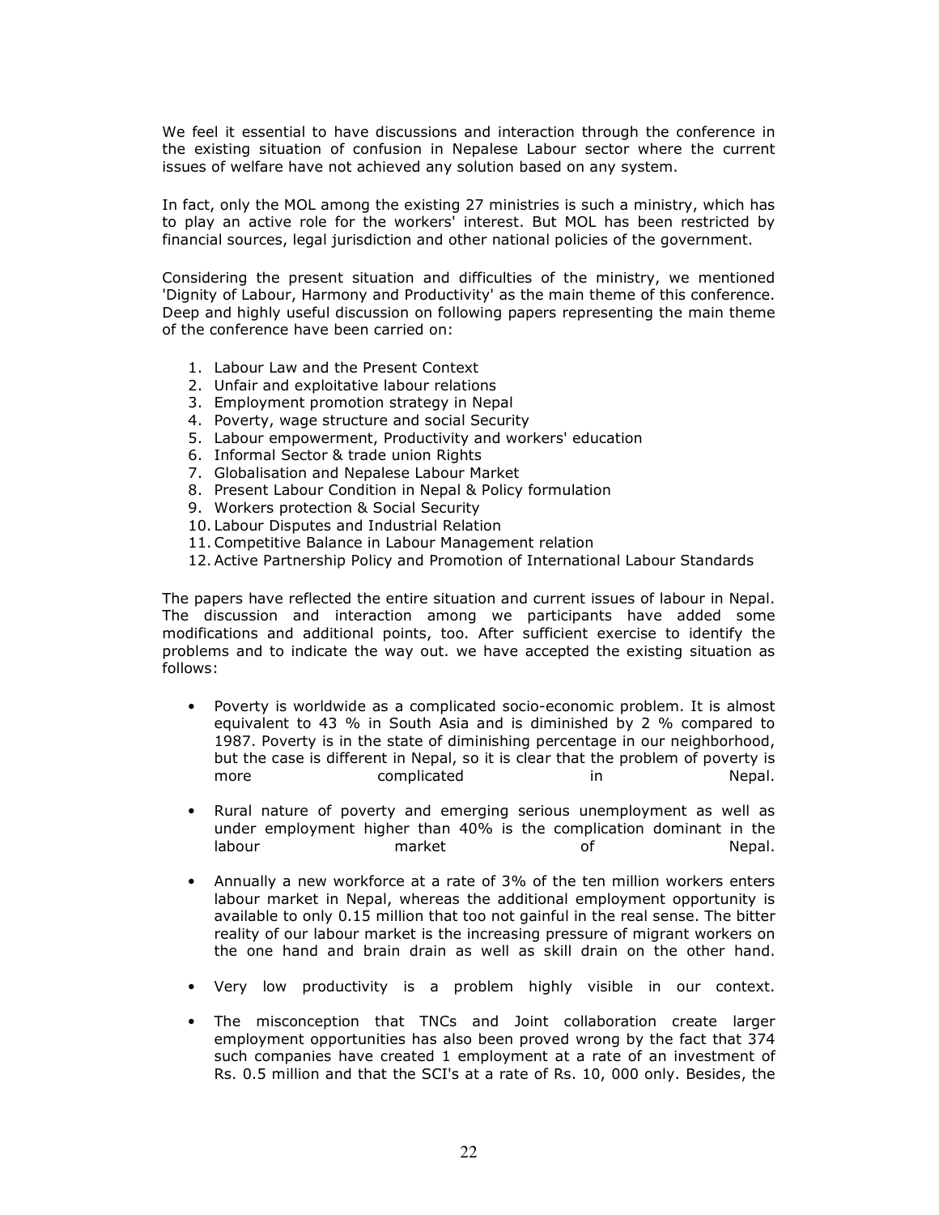We feel it essential to have discussions and interaction through the conference in the existing situation of confusion in Nepalese Labour sector where the current issues of welfare have not achieved any solution based on any system.

In fact, only the MOL among the existing 27 ministries is such a ministry, which has to play an active role for the workers' interest. But MOL has been restricted by financial sources, legal jurisdiction and other national policies of the government.

Considering the present situation and difficulties of the ministry, we mentioned 'Dignity of Labour, Harmony and Productivity' as the main theme of this conference. Deep and highly useful discussion on following papers representing the main theme of the conference have been carried on:

1. Labour Law and the Present Context
2. Unfair and exploitative labour relations
3. Employment promotion strategy in Nepal
4. Poverty, wage structure and social Security
5. Labour empowerment, Productivity and workers' education
6. Informal Sector & trade union Rights
7. Globalisation and Nepalese Labour Market
8. Present Labour Condition in Nepal & Policy formulation
9. Workers protection & Social Security
10. Labour Disputes and Industrial Relation
11. Competitive Balance in Labour Management relation
12. Active Partnership Policy and Promotion of International Labour Standards

The papers have reflected the entire situation and current issues of labour in Nepal. The discussion and interaction among we participants have added some modifications and additional points, too. After sufficient exercise to identify the problems and to indicate the way out. we have accepted the existing situation as follows:

- Poverty is worldwide as a complicated socio-economic problem. It is almost equivalent to 43 % in South Asia and is diminished by 2 % compared to 1987. Poverty is in the state of diminishing percentage in our neighborhood, but the case is different in Nepal, so it is clear that the problem of poverty is more complicated in Nepal.
- Rural nature of poverty and emerging serious unemployment as well as under employment higher than 40% is the complication dominant in the labour market of Nepal.
- Annually a new workforce at a rate of 3% of the ten million workers enters labour market in Nepal, whereas the additional employment opportunity is available to only 0.15 million that too not gainful in the real sense. The bitter reality of our labour market is the increasing pressure of migrant workers on the one hand and brain drain as well as skill drain on the other hand.
- Very low productivity is a problem highly visible in our context.
- The misconception that TNCs and Joint collaboration create larger employment opportunities has also been proved wrong by the fact that 374 such companies have created 1 employment at a rate of an investment of Rs. 0.5 million and that the SCI's at a rate of Rs. 10, 000 only. Besides, the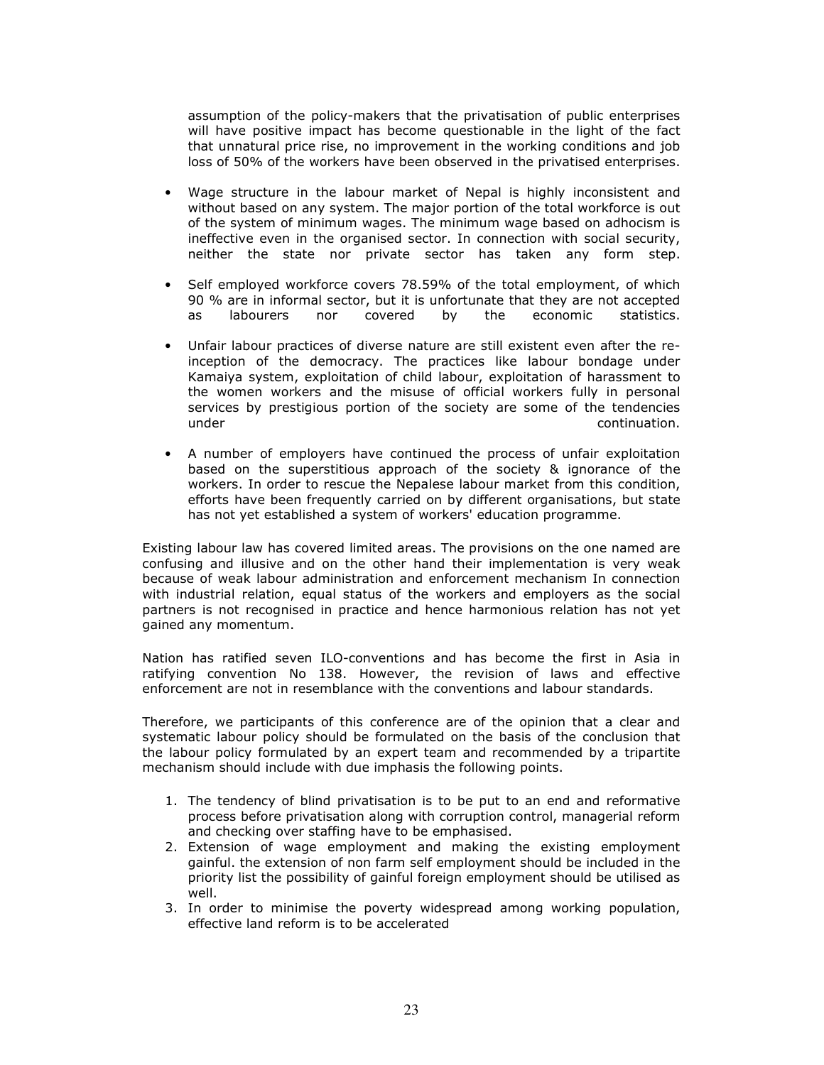assumption of the policy-makers that the privatisation of public enterprises will have positive impact has become questionable in the light of the fact that unnatural price rise, no improvement in the working conditions and job loss of 50% of the workers have been observed in the privatised enterprises.

- Wage structure in the labour market of Nepal is highly inconsistent and without based on any system. The major portion of the total workforce is out of the system of minimum wages. The minimum wage based on adhocism is ineffective even in the organised sector. In connection with social security, neither the state nor private sector has taken any form step.
- Self employed workforce covers 78.59% of the total employment, of which 90 % are in informal sector, but it is unfortunate that they are not accepted as labourers nor covered by the economic statistics.
- Unfair labour practices of diverse nature are still existent even after the re-inception of the democracy. The practices like labour bondage under Kamaiya system, exploitation of child labour, exploitation of harassment to the women workers and the misuse of official workers fully in personal services by prestigious portion of the society are some of the tendencies under continuation.
- A number of employers have continued the process of unfair exploitation based on the superstitious approach of the society & ignorance of the workers. In order to rescue the Nepalese labour market from this condition, efforts have been frequently carried on by different organisations, but state has not yet established a system of workers' education programme.

Existing labour law has covered limited areas. The provisions on the one named are confusing and illusive and on the other hand their implementation is very weak because of weak labour administration and enforcement mechanism In connection with industrial relation, equal status of the workers and employers as the social partners is not recognised in practice and hence harmonious relation has not yet gained any momentum.

Nation has ratified seven ILO-conventions and has become the first in Asia in ratifying convention No 138. However, the revision of laws and effective enforcement are not in resemblance with the conventions and labour standards.

Therefore, we participants of this conference are of the opinion that a clear and systematic labour policy should be formulated on the basis of the conclusion that the labour policy formulated by an expert team and recommended by a tripartite mechanism should include with due imphasis the following points.

1. The tendency of blind privatisation is to be put to an end and reformative process before privatisation along with corruption control, managerial reform and checking over staffing have to be emphasised.
2. Extension of wage employment and making the existing employment gainful. the extension of non farm self employment should be included in the priority list the possibility of gainful foreign employment should be utilised as well.
3. In order to minimise the poverty widespread among working population, effective land reform is to be accelerated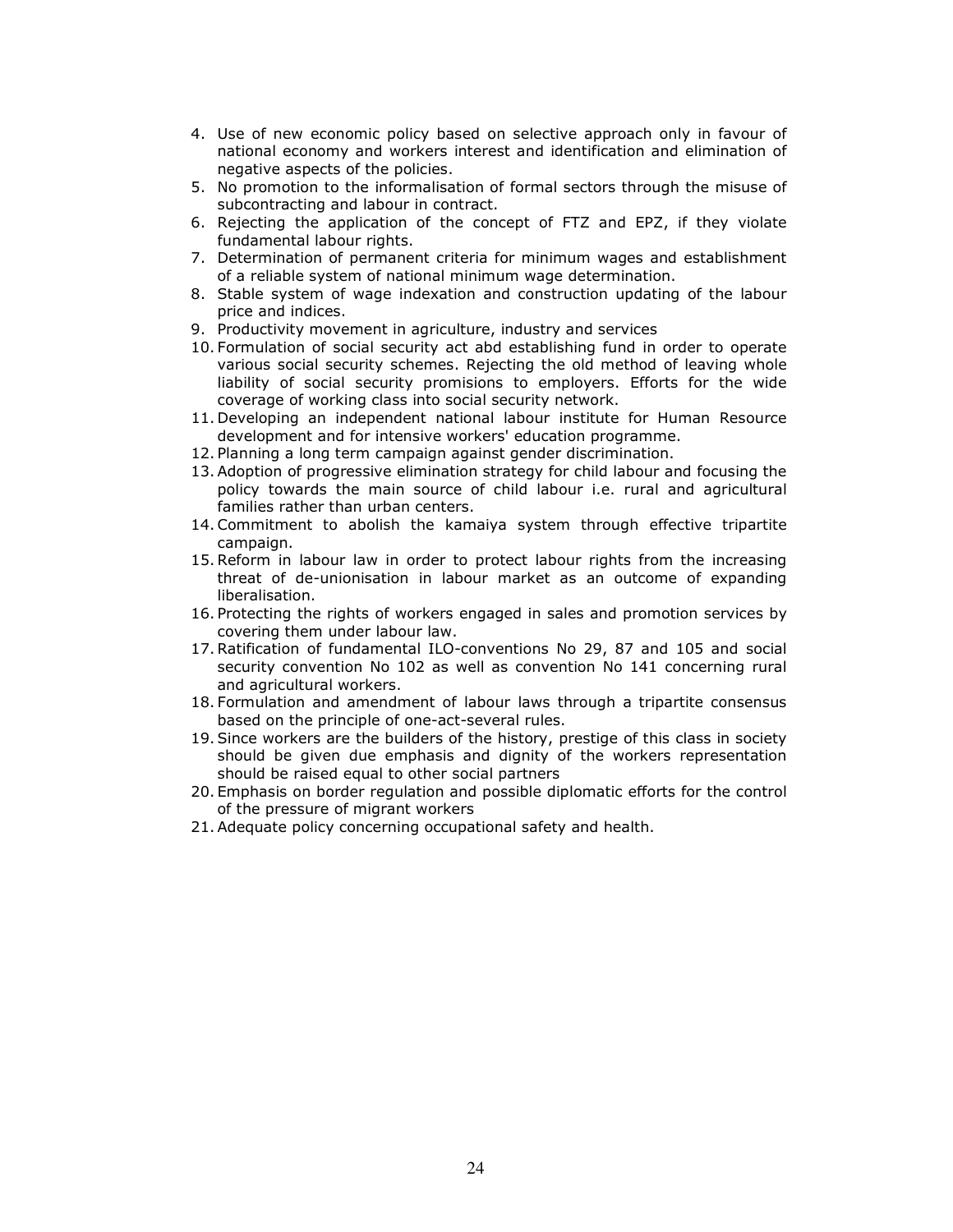4. Use of new economic policy based on selective approach only in favour of national economy and workers interest and identification and elimination of negative aspects of the policies.
5. No promotion to the informalisation of formal sectors through the misuse of subcontracting and labour in contract.
6. Rejecting the application of the concept of FTZ and EPZ, if they violate fundamental labour rights.
7. Determination of permanent criteria for minimum wages and establishment of a reliable system of national minimum wage determination.
8. Stable system of wage indexation and construction updating of the labour price and indices.
9. Productivity movement in agriculture, industry and services
10. Formulation of social security act abd establishing fund in order to operate various social security schemes. Rejecting the old method of leaving whole liability of social security promisions to employers. Efforts for the wide coverage of working class into social security network.
11. Developing an independent national labour institute for Human Resource development and for intensive workers' education programme.
12. Planning a long term campaign against gender discrimination.
13. Adoption of progressive elimination strategy for child labour and focusing the policy towards the main source of child labour i.e. rural and agricultural families rather than urban centers.
14. Commitment to abolish the kamaiya system through effective tripartite campaign.
15. Reform in labour law in order to protect labour rights from the increasing threat of de-unionisation in labour market as an outcome of expanding liberalisation.
16. Protecting the rights of workers engaged in sales and promotion services by covering them under labour law.
17. Ratification of fundamental ILO-conventions No 29, 87 and 105 and social security convention No 102 as well as convention No 141 concerning rural and agricultural workers.
18. Formulation and amendment of labour laws through a tripartite consensus based on the principle of one-act-several rules.
19. Since workers are the builders of the history, prestige of this class in society should be given due emphasis and dignity of the workers representation should be raised equal to other social partners
20. Emphasis on border regulation and possible diplomatic efforts for the control of the pressure of migrant workers
21. Adequate policy concerning occupational safety and health.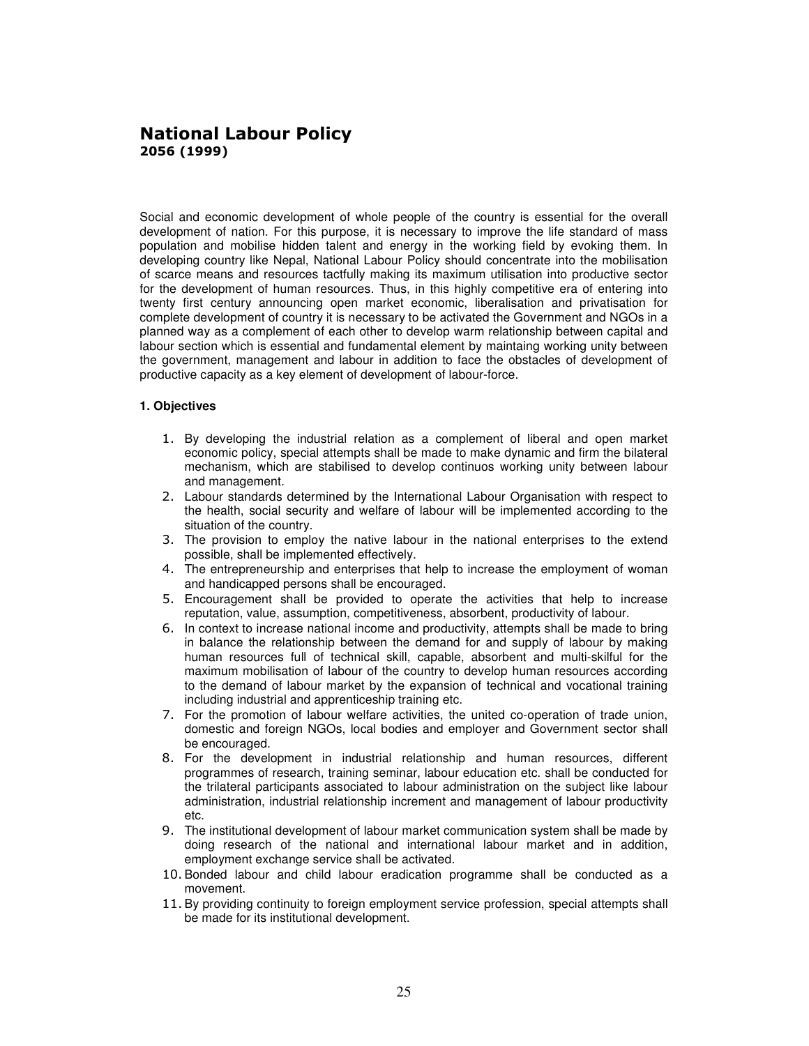# National Labour Policy
**2056 (1999)**

Social and economic development of whole people of the country is essential for the overall development of nation. For this purpose, it is necessary to improve the life standard of mass population and mobilise hidden talent and energy in the working field by evoking them. In developing country like Nepal, National Labour Policy should concentrate into the mobilisation of scarce means and resources tactfully making its maximum utilisation into productive sector for the development of human resources. Thus, in this highly competitive era of entering into twenty first century announcing open market economic, liberalisation and privatisation for complete development of country it is necessary to be activated the Government and NGOs in a planned way as a complement of each other to develop warm relationship between capital and labour section which is essential and fundamental element by maintaing working unity between the government, management and labour in addition to face the obstacles of development of productive capacity as a key element of development of labour-force.

**1. Objectives**

1. By developing the industrial relation as a complement of liberal and open market economic policy, special attempts shall be made to make dynamic and firm the bilateral mechanism, which are stabilised to develop continuos working unity between labour and management.
2. Labour standards determined by the International Labour Organisation with respect to the health, social security and welfare of labour will be implemented according to the situation of the country.
3. The provision to employ the native labour in the national enterprises to the extend possible, shall be implemented effectively.
4. The entrepreneurship and enterprises that help to increase the employment of woman and handicapped persons shall be encouraged.
5. Encouragement shall be provided to operate the activities that help to increase reputation, value, assumption, competitiveness, absorbent, productivity of labour.
6. In context to increase national income and productivity, attempts shall be made to bring in balance the relationship between the demand for and supply of labour by making human resources full of technical skill, capable, absorbent and multi-skilful for the maximum mobilisation of labour of the country to develop human resources according to the demand of labour market by the expansion of technical and vocational training including industrial and apprenticeship training etc.
7. For the promotion of labour welfare activities, the united co-operation of trade union, domestic and foreign NGOs, local bodies and employer and Government sector shall be encouraged.
8. For the development in industrial relationship and human resources, different programmes of research, training seminar, labour education etc. shall be conducted for the trilateral participants associated to labour administration on the subject like labour administration, industrial relationship increment and management of labour productivity etc.
9. The institutional development of labour market communication system shall be made by doing research of the national and international labour market and in addition, employment exchange service shall be activated.
10. Bonded labour and child labour eradication programme shall be conducted as a movement.
11. By providing continuity to foreign employment service profession, special attempts shall be made for its institutional development.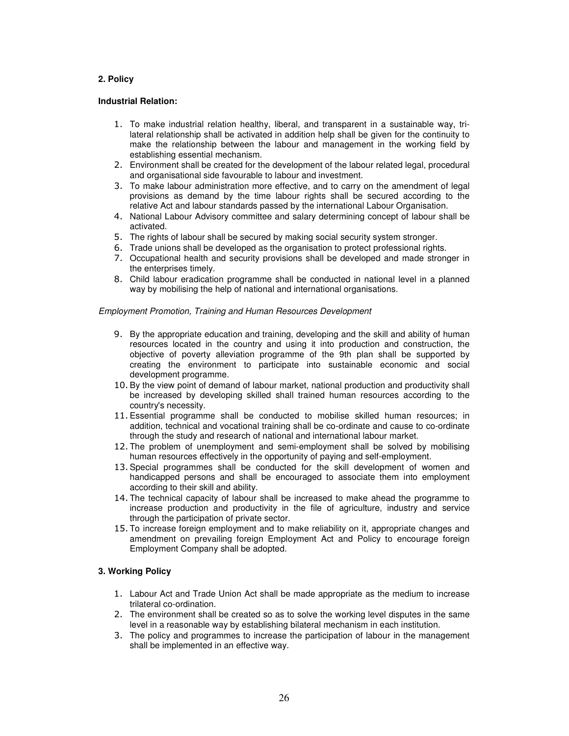## 2. Policy

### Industrial Relation:

1. To make industrial relation healthy, liberal, and transparent in a sustainable way, tri-lateral relationship shall be activated in addition help shall be given for the continuity to make the relationship between the labour and management in the working field by establishing essential mechanism.
2. Environment shall be created for the development of the labour related legal, procedural and organisational side favourable to labour and investment.
3. To make labour administration more effective, and to carry on the amendment of legal provisions as demand by the time labour rights shall be secured according to the relative Act and labour standards passed by the international Labour Organisation.
4. National Labour Advisory committee and salary determining concept of labour shall be activated.
5. The rights of labour shall be secured by making social security system stronger.
6. Trade unions shall be developed as the organisation to protect professional rights.
7. Occupational health and security provisions shall be developed and made stronger in the enterprises timely.
8. Child labour eradication programme shall be conducted in national level in a planned way by mobilising the help of national and international organisations.

*Employment Promotion, Training and Human Resources Development*

9. By the appropriate education and training, developing and the skill and ability of human resources located in the country and using it into production and construction, the objective of poverty alleviation programme of the 9th plan shall be supported by creating the environment to participate into sustainable economic and social development programme.
10. By the view point of demand of labour market, national production and productivity shall be increased by developing skilled shall trained human resources according to the country's necessity.
11. Essential programme shall be conducted to mobilise skilled human resources; in addition, technical and vocational training shall be co-ordinate and cause to co-ordinate through the study and research of national and international labour market.
12. The problem of unemployment and semi-employment shall be solved by mobilising human resources effectively in the opportunity of paying and self-employment.
13. Special programmes shall be conducted for the skill development of women and handicapped persons and shall be encouraged to associate them into employment according to their skill and ability.
14. The technical capacity of labour shall be increased to make ahead the programme to increase production and productivity in the file of agriculture, industry and service through the participation of private sector.
15. To increase foreign employment and to make reliability on it, appropriate changes and amendment on prevailing foreign Employment Act and Policy to encourage foreign Employment Company shall be adopted.

## 3. Working Policy

1. Labour Act and Trade Union Act shall be made appropriate as the medium to increase trilateral co-ordination.
2. The environment shall be created so as to solve the working level disputes in the same level in a reasonable way by establishing bilateral mechanism in each institution.
3. The policy and programmes to increase the participation of labour in the management shall be implemented in an effective way.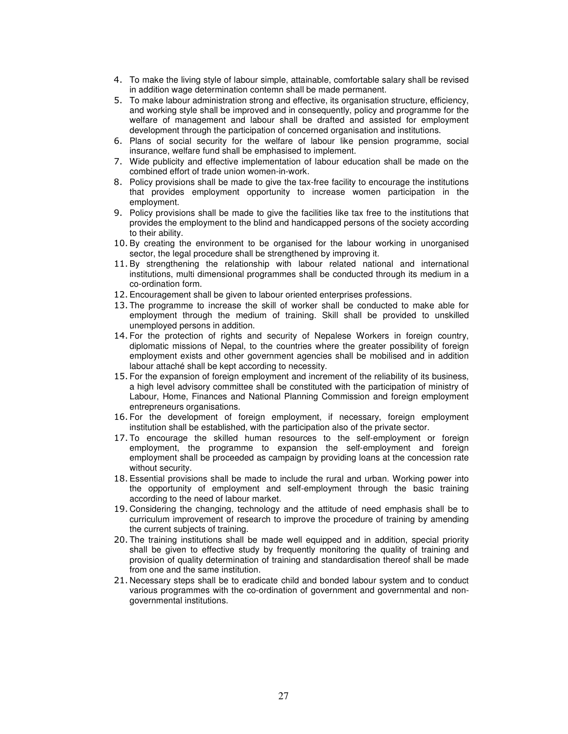4. To make the living style of labour simple, attainable, comfortable salary shall be revised in addition wage determination contemn shall be made permanent.
5. To make labour administration strong and effective, its organisation structure, efficiency, and working style shall be improved and in consequently, policy and programme for the welfare of management and labour shall be drafted and assisted for employment development through the participation of concerned organisation and institutions.
6. Plans of social security for the welfare of labour like pension programme, social insurance, welfare fund shall be emphasised to implement.
7. Wide publicity and effective implementation of labour education shall be made on the combined effort of trade union women-in-work.
8. Policy provisions shall be made to give the tax-free facility to encourage the institutions that provides employment opportunity to increase women participation in the employment.
9. Policy provisions shall be made to give the facilities like tax free to the institutions that provides the employment to the blind and handicapped persons of the society according to their ability.
10. By creating the environment to be organised for the labour working in unorganised sector, the legal procedure shall be strengthened by improving it.
11. By strengthening the relationship with labour related national and international institutions, multi dimensional programmes shall be conducted through its medium in a co-ordination form.
12. Encouragement shall be given to labour oriented enterprises professions.
13. The programme to increase the skill of worker shall be conducted to make able for employment through the medium of training. Skill shall be provided to unskilled unemployed persons in addition.
14. For the protection of rights and security of Nepalese Workers in foreign country, diplomatic missions of Nepal, to the countries where the greater possibility of foreign employment exists and other government agencies shall be mobilised and in addition labour attaché shall be kept according to necessity.
15. For the expansion of foreign employment and increment of the reliability of its business, a high level advisory committee shall be constituted with the participation of ministry of Labour, Home, Finances and National Planning Commission and foreign employment entrepreneurs organisations.
16. For the development of foreign employment, if necessary, foreign employment institution shall be established, with the participation also of the private sector.
17. To encourage the skilled human resources to the self-employment or foreign employment, the programme to expansion the self-employment and foreign employment shall be proceeded as campaign by providing loans at the concession rate without security.
18. Essential provisions shall be made to include the rural and urban. Working power into the opportunity of employment and self-employment through the basic training according to the need of labour market.
19. Considering the changing, technology and the attitude of need emphasis shall be to curriculum improvement of research to improve the procedure of training by amending the current subjects of training.
20. The training institutions shall be made well equipped and in addition, special priority shall be given to effective study by frequently monitoring the quality of training and provision of quality determination of training and standardisation thereof shall be made from one and the same institution.
21. Necessary steps shall be to eradicate child and bonded labour system and to conduct various programmes with the co-ordination of government and governmental and non-governmental institutions.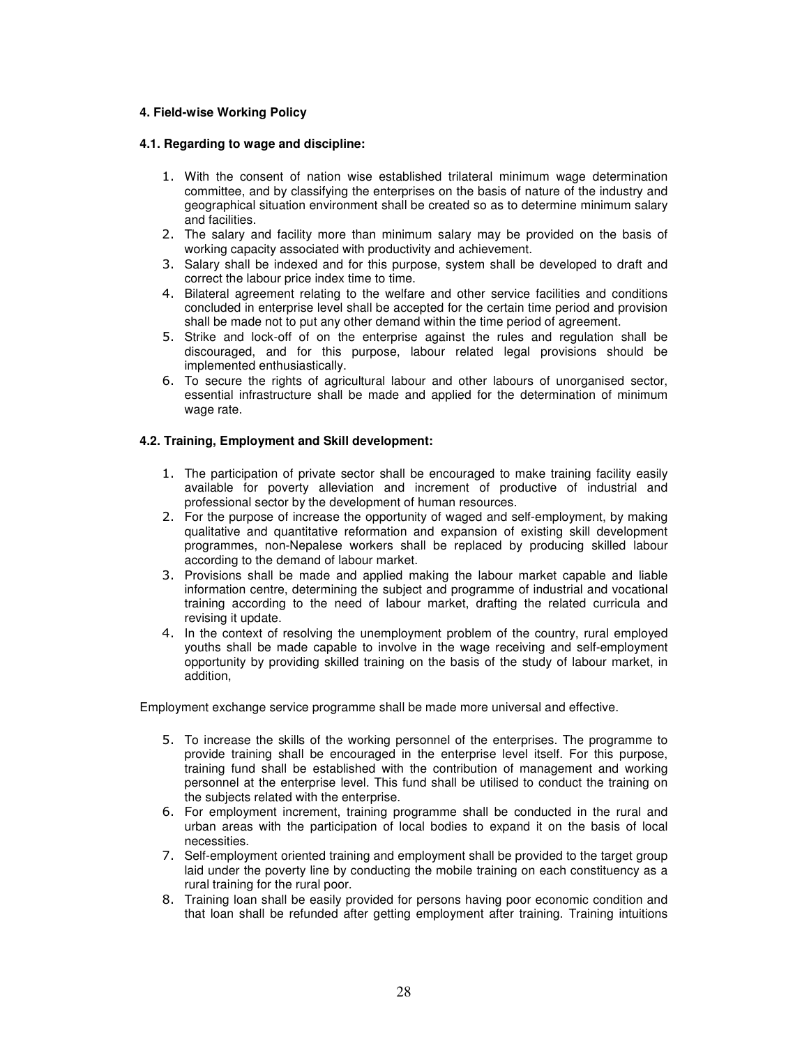#### 4. Field-wise Working Policy

#### 4.1. Regarding to wage and discipline:

1. With the consent of nation wise established trilateral minimum wage determination committee, and by classifying the enterprises on the basis of nature of the industry and geographical situation environment shall be created so as to determine minimum salary and facilities.
2. The salary and facility more than minimum salary may be provided on the basis of working capacity associated with productivity and achievement.
3. Salary shall be indexed and for this purpose, system shall be developed to draft and correct the labour price index time to time.
4. Bilateral agreement relating to the welfare and other service facilities and conditions concluded in enterprise level shall be accepted for the certain time period and provision shall be made not to put any other demand within the time period of agreement.
5. Strike and lock-off of on the enterprise against the rules and regulation shall be discouraged, and for this purpose, labour related legal provisions should be implemented enthusiastically.
6. To secure the rights of agricultural labour and other labours of unorganised sector, essential infrastructure shall be made and applied for the determination of minimum wage rate.

#### 4.2. Training, Employment and Skill development:

1. The participation of private sector shall be encouraged to make training facility easily available for poverty alleviation and increment of productive of industrial and professional sector by the development of human resources.
2. For the purpose of increase the opportunity of waged and self-employment, by making qualitative and quantitative reformation and expansion of existing skill development programmes, non-Nepalese workers shall be replaced by producing skilled labour according to the demand of labour market.
3. Provisions shall be made and applied making the labour market capable and liable information centre, determining the subject and programme of industrial and vocational training according to the need of labour market, drafting the related curricula and revising it update.
4. In the context of resolving the unemployment problem of the country, rural employed youths shall be made capable to involve in the wage receiving and self-employment opportunity by providing skilled training on the basis of the study of labour market, in addition,

Employment exchange service programme shall be made more universal and effective.

5. To increase the skills of the working personnel of the enterprises. The programme to provide training shall be encouraged in the enterprise level itself. For this purpose, training fund shall be established with the contribution of management and working personnel at the enterprise level. This fund shall be utilised to conduct the training on the subjects related with the enterprise.
6. For employment increment, training programme shall be conducted in the rural and urban areas with the participation of local bodies to expand it on the basis of local necessities.
7. Self-employment oriented training and employment shall be provided to the target group laid under the poverty line by conducting the mobile training on each constituency as a rural training for the rural poor.
8. Training loan shall be easily provided for persons having poor economic condition and that loan shall be refunded after getting employment after training. Training intuitions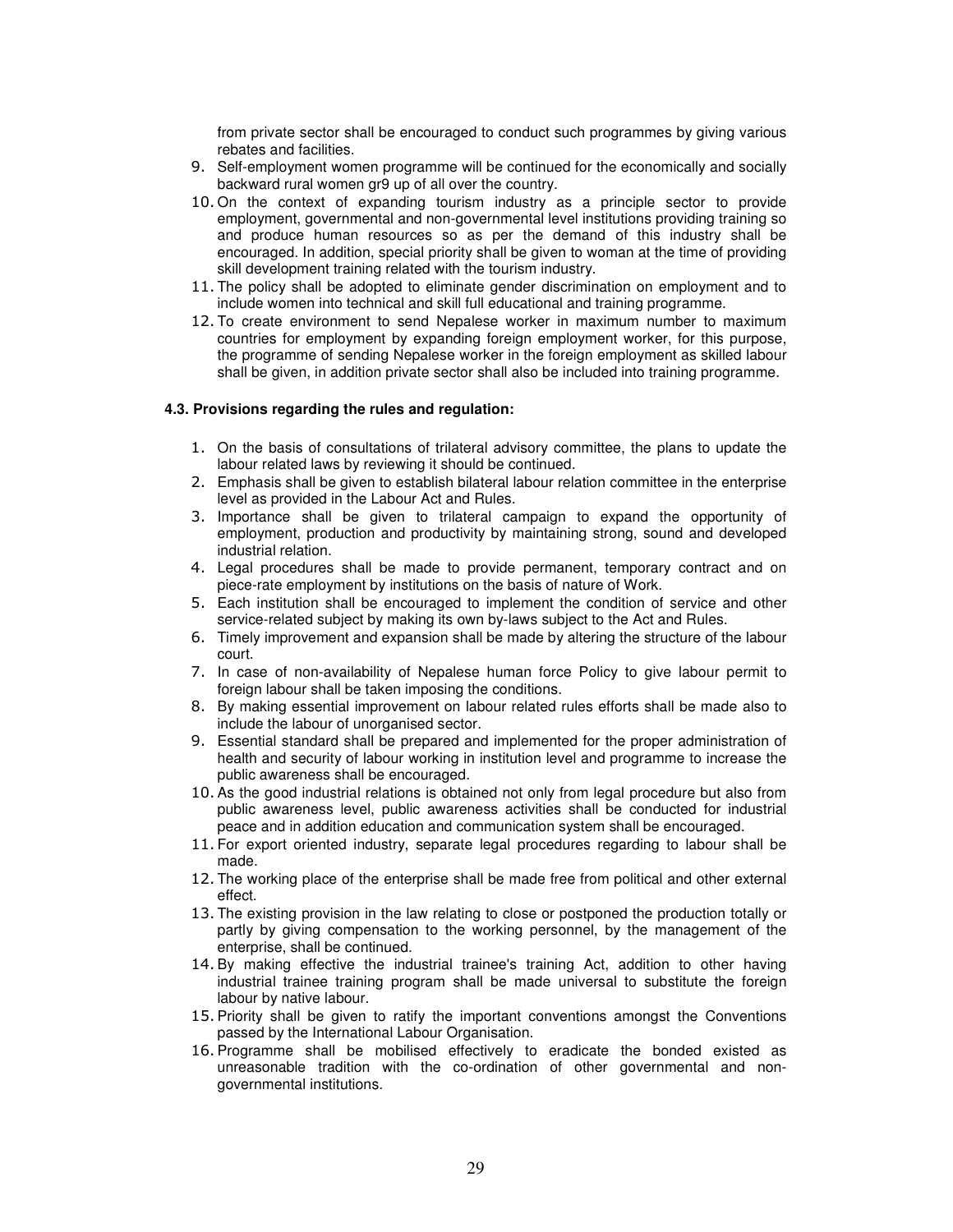from private sector shall be encouraged to conduct such programmes by giving various rebates and facilities.

9. Self-employment women programme will be continued for the economically and socially backward rural women gr9 up of all over the country.
10. On the context of expanding tourism industry as a principle sector to provide employment, governmental and non-governmental level institutions providing training so and produce human resources so as per the demand of this industry shall be encouraged. In addition, special priority shall be given to woman at the time of providing skill development training related with the tourism industry.
11. The policy shall be adopted to eliminate gender discrimination on employment and to include women into technical and skill full educational and training programme.
12. To create environment to send Nepalese worker in maximum number to maximum countries for employment by expanding foreign employment worker, for this purpose, the programme of sending Nepalese worker in the foreign employment as skilled labour shall be given, in addition private sector shall also be included into training programme.

**4.3. Provisions regarding the rules and regulation:**

1. On the basis of consultations of trilateral advisory committee, the plans to update the labour related laws by reviewing it should be continued.
2. Emphasis shall be given to establish bilateral labour relation committee in the enterprise level as provided in the Labour Act and Rules.
3. Importance shall be given to trilateral campaign to expand the opportunity of employment, production and productivity by maintaining strong, sound and developed industrial relation.
4. Legal procedures shall be made to provide permanent, temporary contract and on piece-rate employment by institutions on the basis of nature of Work.
5. Each institution shall be encouraged to implement the condition of service and other service-related subject by making its own by-laws subject to the Act and Rules.
6. Timely improvement and expansion shall be made by altering the structure of the labour court.
7. In case of non-availability of Nepalese human force Policy to give labour permit to foreign labour shall be taken imposing the conditions.
8. By making essential improvement on labour related rules efforts shall be made also to include the labour of unorganised sector.
9. Essential standard shall be prepared and implemented for the proper administration of health and security of labour working in institution level and programme to increase the public awareness shall be encouraged.
10. As the good industrial relations is obtained not only from legal procedure but also from public awareness level, public awareness activities shall be conducted for industrial peace and in addition education and communication system shall be encouraged.
11. For export oriented industry, separate legal procedures regarding to labour shall be made.
12. The working place of the enterprise shall be made free from political and other external effect.
13. The existing provision in the law relating to close or postponed the production totally or partly by giving compensation to the working personnel, by the management of the enterprise, shall be continued.
14. By making effective the industrial trainee's training Act, addition to other having industrial trainee training program shall be made universal to substitute the foreign labour by native labour.
15. Priority shall be given to ratify the important conventions amongst the Conventions passed by the International Labour Organisation.
16. Programme shall be mobilised effectively to eradicate the bonded existed as unreasonable tradition with the co-ordination of other governmental and non-governmental institutions.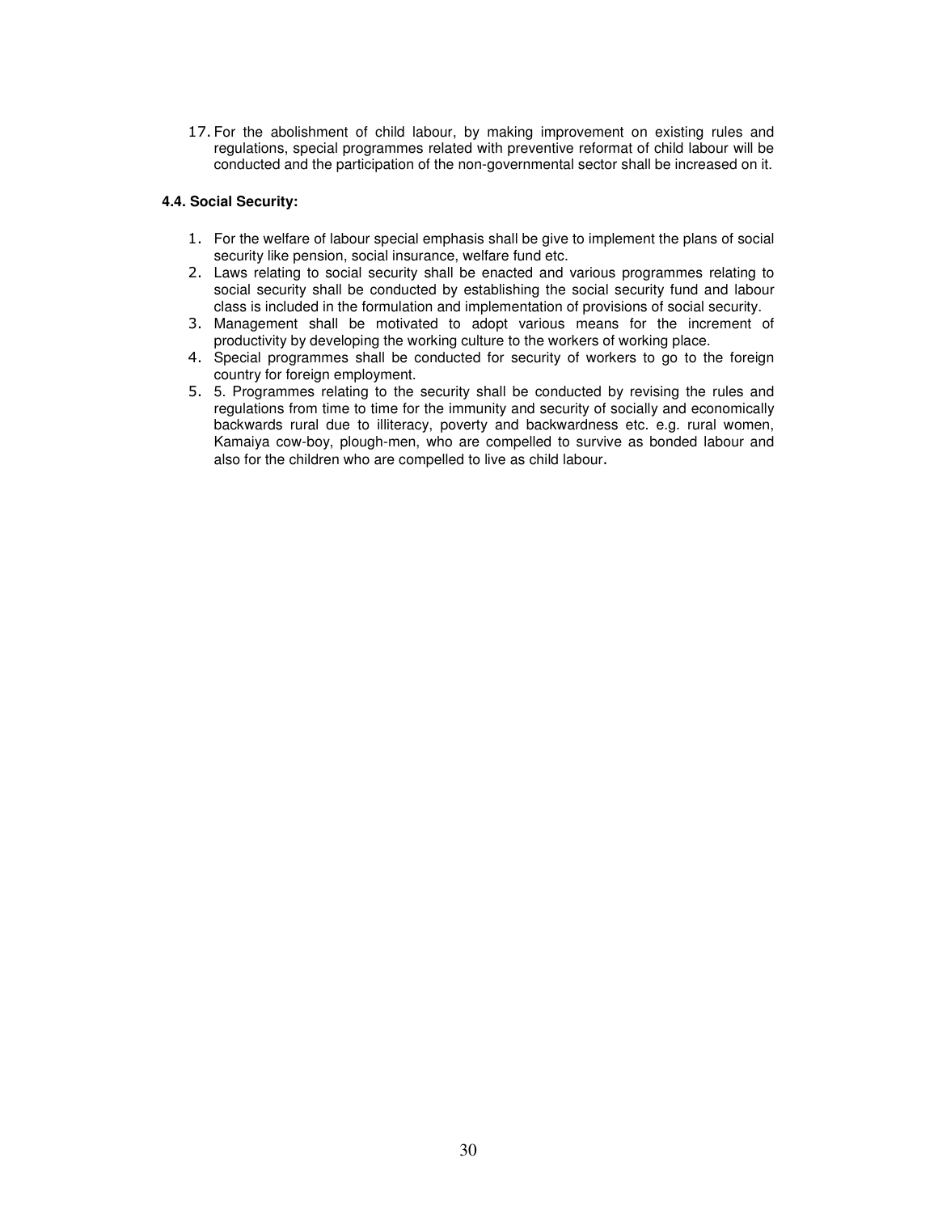17. For the abolishment of child labour, by making improvement on existing rules and regulations, special programmes related with preventive reformat of child labour will be conducted and the participation of the non-governmental sector shall be increased on it.

**4.4. Social Security:**

1. For the welfare of labour special emphasis shall be give to implement the plans of social security like pension, social insurance, welfare fund etc.
2. Laws relating to social security shall be enacted and various programmes relating to social security shall be conducted by establishing the social security fund and labour class is included in the formulation and implementation of provisions of social security.
3. Management shall be motivated to adopt various means for the increment of productivity by developing the working culture to the workers of working place.
4. Special programmes shall be conducted for security of workers to go to the foreign country for foreign employment.
5. 5. Programmes relating to the security shall be conducted by revising the rules and regulations from time to time for the immunity and security of socially and economically backwards rural due to illiteracy, poverty and backwardness etc. e.g. rural women, Kamaiya cow-boy, plough-men, who are compelled to survive as bonded labour and also for the children who are compelled to live as child labour.